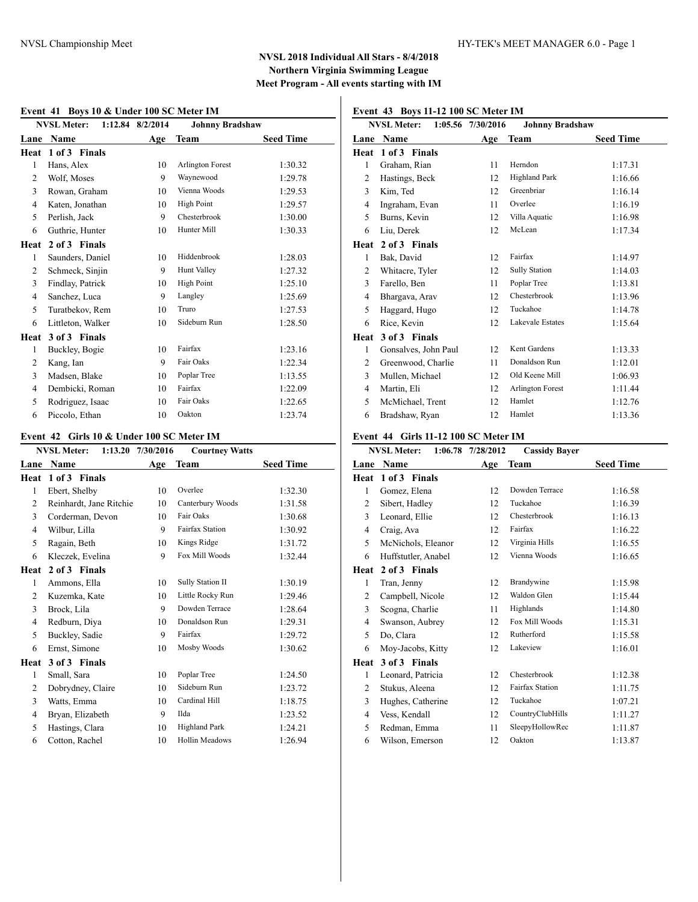**NVSL 2018 Individual All Stars - 8/4/2018**
**Northern Virginia Swimming League**
**Meet Program - All events starting with IM**

### Event 41 Boys 10 & Under 100 SC Meter IM

NVSL Meter: 1:12.84 8/2/2014 Johnny Bradshaw

| Lane | Name | Age | Team | Seed Time |
|---|---|---|---|---|
| **Heat 1 of 3 Finals** | | | | |
| 1 | Hans, Alex | 10 | Arlington Forest | 1:30.32 |
| 2 | Wolf, Moses | 9 | Waynewood | 1:29.78 |
| 3 | Rowan, Graham | 10 | Vienna Woods | 1:29.53 |
| 4 | Katen, Jonathan | 10 | High Point | 1:29.57 |
| 5 | Perlish, Jack | 9 | Chesterbrook | 1:30.00 |
| 6 | Guthrie, Hunter | 10 | Hunter Mill | 1:30.33 |
| **Heat 2 of 3 Finals** | | | | |
| 1 | Saunders, Daniel | 10 | Hiddenbrook | 1:28.03 |
| 2 | Schmeck, Sinjin | 9 | Hunt Valley | 1:27.32 |
| 3 | Findlay, Patrick | 10 | High Point | 1:25.10 |
| 4 | Sanchez, Luca | 9 | Langley | 1:25.69 |
| 5 | Turatbekov, Rem | 10 | Truro | 1:27.53 |
| 6 | Littleton, Walker | 10 | Sideburn Run | 1:28.50 |
| **Heat 3 of 3 Finals** | | | | |
| 1 | Buckley, Bogie | 10 | Fairfax | 1:23.16 |
| 2 | Kang, Ian | 9 | Fair Oaks | 1:22.34 |
| 3 | Madsen, Blake | 10 | Poplar Tree | 1:13.55 |
| 4 | Dembicki, Roman | 10 | Fairfax | 1:22.09 |
| 5 | Rodriguez, Isaac | 10 | Fair Oaks | 1:22.65 |
| 6 | Piccolo, Ethan | 10 | Oakton | 1:23.74 |

### Event 42 Girls 10 & Under 100 SC Meter IM

NVSL Meter: 1:13.20 7/30/2016 Courtney Watts

| Lane | Name | Age | Team | Seed Time |
|---|---|---|---|---|
| **Heat 1 of 3 Finals** | | | | |
| 1 | Ebert, Shelby | 10 | Overlee | 1:32.30 |
| 2 | Reinhardt, Jane Ritchie | 10 | Canterbury Woods | 1:31.58 |
| 3 | Corderman, Devon | 10 | Fair Oaks | 1:30.68 |
| 4 | Wilbur, Lilla | 9 | Fairfax Station | 1:30.92 |
| 5 | Ragain, Beth | 10 | Kings Ridge | 1:31.72 |
| 6 | Kleczek, Evelina | 9 | Fox Mill Woods | 1:32.44 |
| **Heat 2 of 3 Finals** | | | | |
| 1 | Ammons, Ella | 10 | Sully Station II | 1:30.19 |
| 2 | Kuzemka, Kate | 10 | Little Rocky Run | 1:29.46 |
| 3 | Brock, Lila | 9 | Dowden Terrace | 1:28.64 |
| 4 | Redburn, Diya | 10 | Donaldson Run | 1:29.31 |
| 5 | Buckley, Sadie | 9 | Fairfax | 1:29.72 |
| 6 | Ernst, Simone | 10 | Mosby Woods | 1:30.62 |
| **Heat 3 of 3 Finals** | | | | |
| 1 | Small, Sara | 10 | Poplar Tree | 1:24.50 |
| 2 | Dobrydney, Claire | 10 | Sideburn Run | 1:23.72 |
| 3 | Watts, Emma | 10 | Cardinal Hill | 1:18.75 |
| 4 | Bryan, Elizabeth | 9 | Ilda | 1:23.52 |
| 5 | Hastings, Clara | 10 | Highland Park | 1:24.21 |
| 6 | Cotton, Rachel | 10 | Hollin Meadows | 1:26.94 |

### Event 43 Boys 11-12 100 SC Meter IM

NVSL Meter: 1:05.56 7/30/2016 Johnny Bradshaw

| Lane | Name | Age | Team | Seed Time |
|---|---|---|---|---|
| **Heat 1 of 3 Finals** | | | | |
| 1 | Graham, Rian | 11 | Herndon | 1:17.31 |
| 2 | Hastings, Beck | 12 | Highland Park | 1:16.66 |
| 3 | Kim, Ted | 12 | Greenbriar | 1:16.14 |
| 4 | Ingraham, Evan | 11 | Overlee | 1:16.19 |
| 5 | Burns, Kevin | 12 | Villa Aquatic | 1:16.98 |
| 6 | Liu, Derek | 12 | McLean | 1:17.34 |
| **Heat 2 of 3 Finals** | | | | |
| 1 | Bak, David | 12 | Fairfax | 1:14.97 |
| 2 | Whitacre, Tyler | 12 | Sully Station | 1:14.03 |
| 3 | Farello, Ben | 11 | Poplar Tree | 1:13.81 |
| 4 | Bhargava, Arav | 12 | Chesterbrook | 1:13.96 |
| 5 | Haggard, Hugo | 12 | Tuckahoe | 1:14.78 |
| 6 | Rice, Kevin | 12 | Lakevale Estates | 1:15.64 |
| **Heat 3 of 3 Finals** | | | | |
| 1 | Gonsalves, John Paul | 12 | Kent Gardens | 1:13.33 |
| 2 | Greenwood, Charlie | 11 | Donaldson Run | 1:12.01 |
| 3 | Mullen, Michael | 12 | Old Keene Mill | 1:06.93 |
| 4 | Martin, Eli | 12 | Arlington Forest | 1:11.44 |
| 5 | McMichael, Trent | 12 | Hamlet | 1:12.76 |
| 6 | Bradshaw, Ryan | 12 | Hamlet | 1:13.36 |

### Event 44 Girls 11-12 100 SC Meter IM

NVSL Meter: 1:06.78 7/28/2012 Cassidy Bayer

| Lane | Name | Age | Team | Seed Time |
|---|---|---|---|---|
| **Heat 1 of 3 Finals** | | | | |
| 1 | Gomez, Elena | 12 | Dowden Terrace | 1:16.58 |
| 2 | Sibert, Hadley | 12 | Tuckahoe | 1:16.39 |
| 3 | Leonard, Ellie | 12 | Chesterbrook | 1:16.13 |
| 4 | Craig, Ava | 12 | Fairfax | 1:16.22 |
| 5 | McNichols, Eleanor | 12 | Virginia Hills | 1:16.55 |
| 6 | Huffstutler, Anabel | 12 | Vienna Woods | 1:16.65 |
| **Heat 2 of 3 Finals** | | | | |
| 1 | Tran, Jenny | 12 | Brandywine | 1:15.98 |
| 2 | Campbell, Nicole | 12 | Waldon Glen | 1:15.44 |
| 3 | Scogna, Charlie | 11 | Highlands | 1:14.80 |
| 4 | Swanson, Aubrey | 12 | Fox Mill Woods | 1:15.31 |
| 5 | Do, Clara | 12 | Rutherford | 1:15.58 |
| 6 | Moy-Jacobs, Kitty | 12 | Lakeview | 1:16.01 |
| **Heat 3 of 3 Finals** | | | | |
| 1 | Leonard, Patricia | 12 | Chesterbrook | 1:12.38 |
| 2 | Stukus, Aleena | 12 | Fairfax Station | 1:11.75 |
| 3 | Hughes, Catherine | 12 | Tuckahoe | 1:07.21 |
| 4 | Vess, Kendall | 12 | CountryClubHills | 1:11.27 |
| 5 | Redman, Emma | 11 | SleepyHollowRec | 1:11.87 |
| 6 | Wilson, Emerson | 12 | Oakton | 1:13.87 |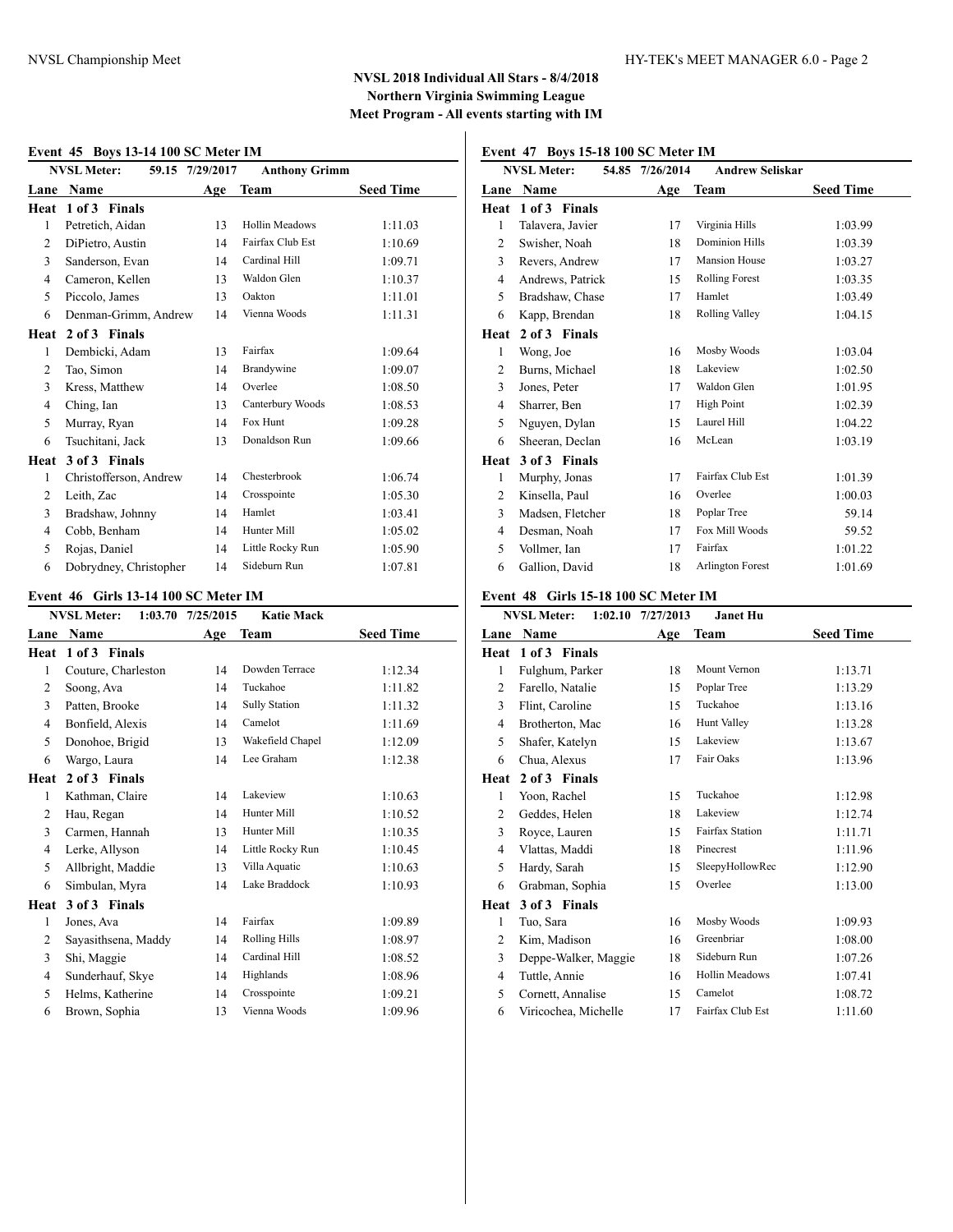**NVSL 2018 Individual All Stars - 8/4/2018**
**Northern Virginia Swimming League**
**Meet Program - All events starting with IM**

### Event 45 Boys 13-14 100 SC Meter IM

NVSL Meter: 59.15 7/29/2017 Anthony Grimm

| Lane | Name | Age | Team | Seed Time |
|---|---|---|---|---|
| **Heat 1 of 3 Finals** | | | | |
| 1 | Petretich, Aidan | 13 | Hollin Meadows | 1:11.03 |
| 2 | DiPietro, Austin | 14 | Fairfax Club Est | 1:10.69 |
| 3 | Sanderson, Evan | 14 | Cardinal Hill | 1:09.71 |
| 4 | Cameron, Kellen | 13 | Waldon Glen | 1:10.37 |
| 5 | Piccolo, James | 13 | Oakton | 1:11.01 |
| 6 | Denman-Grimm, Andrew | 14 | Vienna Woods | 1:11.31 |
| **Heat 2 of 3 Finals** | | | | |
| 1 | Dembicki, Adam | 13 | Fairfax | 1:09.64 |
| 2 | Tao, Simon | 14 | Brandywine | 1:09.07 |
| 3 | Kress, Matthew | 14 | Overlee | 1:08.50 |
| 4 | Ching, Ian | 13 | Canterbury Woods | 1:08.53 |
| 5 | Murray, Ryan | 14 | Fox Hunt | 1:09.28 |
| 6 | Tsuchitani, Jack | 13 | Donaldson Run | 1:09.66 |
| **Heat 3 of 3 Finals** | | | | |
| 1 | Christofferson, Andrew | 14 | Chesterbrook | 1:06.74 |
| 2 | Leith, Zac | 14 | Crosspointe | 1:05.30 |
| 3 | Bradshaw, Johnny | 14 | Hamlet | 1:03.41 |
| 4 | Cobb, Benham | 14 | Hunter Mill | 1:05.02 |
| 5 | Rojas, Daniel | 14 | Little Rocky Run | 1:05.90 |
| 6 | Dobrydney, Christopher | 14 | Sideburn Run | 1:07.81 |

### Event 46 Girls 13-14 100 SC Meter IM

NVSL Meter: 1:03.70 7/25/2015 Katie Mack

| Lane | Name | Age | Team | Seed Time |
|---|---|---|---|---|
| **Heat 1 of 3 Finals** | | | | |
| 1 | Couture, Charleston | 14 | Dowden Terrace | 1:12.34 |
| 2 | Soong, Ava | 14 | Tuckahoe | 1:11.82 |
| 3 | Patten, Brooke | 14 | Sully Station | 1:11.32 |
| 4 | Bonfield, Alexis | 14 | Camelot | 1:11.69 |
| 5 | Donohoe, Brigid | 13 | Wakefield Chapel | 1:12.09 |
| 6 | Wargo, Laura | 14 | Lee Graham | 1:12.38 |
| **Heat 2 of 3 Finals** | | | | |
| 1 | Kathman, Claire | 14 | Lakeview | 1:10.63 |
| 2 | Hau, Regan | 14 | Hunter Mill | 1:10.52 |
| 3 | Carmen, Hannah | 13 | Hunter Mill | 1:10.35 |
| 4 | Lerke, Allyson | 14 | Little Rocky Run | 1:10.45 |
| 5 | Allbright, Maddie | 13 | Villa Aquatic | 1:10.63 |
| 6 | Simbulan, Myra | 14 | Lake Braddock | 1:10.93 |
| **Heat 3 of 3 Finals** | | | | |
| 1 | Jones, Ava | 14 | Fairfax | 1:09.89 |
| 2 | Sayasithsena, Maddy | 14 | Rolling Hills | 1:08.97 |
| 3 | Shi, Maggie | 14 | Cardinal Hill | 1:08.52 |
| 4 | Sunderhauf, Skye | 14 | Highlands | 1:08.96 |
| 5 | Helms, Katherine | 14 | Crosspointe | 1:09.21 |
| 6 | Brown, Sophia | 13 | Vienna Woods | 1:09.96 |

### Event 47 Boys 15-18 100 SC Meter IM

NVSL Meter: 54.85 7/26/2014 Andrew Seliskar

| Lane | Name | Age | Team | Seed Time |
|---|---|---|---|---|
| **Heat 1 of 3 Finals** | | | | |
| 1 | Talavera, Javier | 17 | Virginia Hills | 1:03.99 |
| 2 | Swisher, Noah | 18 | Dominion Hills | 1:03.39 |
| 3 | Revers, Andrew | 17 | Mansion House | 1:03.27 |
| 4 | Andrews, Patrick | 15 | Rolling Forest | 1:03.35 |
| 5 | Bradshaw, Chase | 17 | Hamlet | 1:03.49 |
| 6 | Kapp, Brendan | 18 | Rolling Valley | 1:04.15 |
| **Heat 2 of 3 Finals** | | | | |
| 1 | Wong, Joe | 16 | Mosby Woods | 1:03.04 |
| 2 | Burns, Michael | 18 | Lakeview | 1:02.50 |
| 3 | Jones, Peter | 17 | Waldon Glen | 1:01.95 |
| 4 | Sharrer, Ben | 17 | High Point | 1:02.39 |
| 5 | Nguyen, Dylan | 15 | Laurel Hill | 1:04.22 |
| 6 | Sheeran, Declan | 16 | McLean | 1:03.19 |
| **Heat 3 of 3 Finals** | | | | |
| 1 | Murphy, Jonas | 17 | Fairfax Club Est | 1:01.39 |
| 2 | Kinsella, Paul | 16 | Overlee | 1:00.03 |
| 3 | Madsen, Fletcher | 18 | Poplar Tree | 59.14 |
| 4 | Desman, Noah | 17 | Fox Mill Woods | 59.52 |
| 5 | Vollmer, Ian | 17 | Fairfax | 1:01.22 |
| 6 | Gallion, David | 18 | Arlington Forest | 1:01.69 |

### Event 48 Girls 15-18 100 SC Meter IM

NVSL Meter: 1:02.10 7/27/2013 Janet Hu

| Lane | Name | Age | Team | Seed Time |
|---|---|---|---|---|
| **Heat 1 of 3 Finals** | | | | |
| 1 | Fulghum, Parker | 18 | Mount Vernon | 1:13.71 |
| 2 | Farello, Natalie | 15 | Poplar Tree | 1:13.29 |
| 3 | Flint, Caroline | 15 | Tuckahoe | 1:13.16 |
| 4 | Brotherton, Mac | 16 | Hunt Valley | 1:13.28 |
| 5 | Shafer, Katelyn | 15 | Lakeview | 1:13.67 |
| 6 | Chua, Alexus | 17 | Fair Oaks | 1:13.96 |
| **Heat 2 of 3 Finals** | | | | |
| 1 | Yoon, Rachel | 15 | Tuckahoe | 1:12.98 |
| 2 | Geddes, Helen | 18 | Lakeview | 1:12.74 |
| 3 | Royce, Lauren | 15 | Fairfax Station | 1:11.71 |
| 4 | Vlattas, Maddi | 18 | Pinecrest | 1:11.96 |
| 5 | Hardy, Sarah | 15 | SleepyHollowRec | 1:12.90 |
| 6 | Grabman, Sophia | 15 | Overlee | 1:13.00 |
| **Heat 3 of 3 Finals** | | | | |
| 1 | Tuo, Sara | 16 | Mosby Woods | 1:09.93 |
| 2 | Kim, Madison | 16 | Greenbriar | 1:08.00 |
| 3 | Deppe-Walker, Maggie | 18 | Sideburn Run | 1:07.26 |
| 4 | Tuttle, Annie | 16 | Hollin Meadows | 1:07.41 |
| 5 | Cornett, Annalise | 15 | Camelot | 1:08.72 |
| 6 | Viricochea, Michelle | 17 | Fairfax Club Est | 1:11.60 |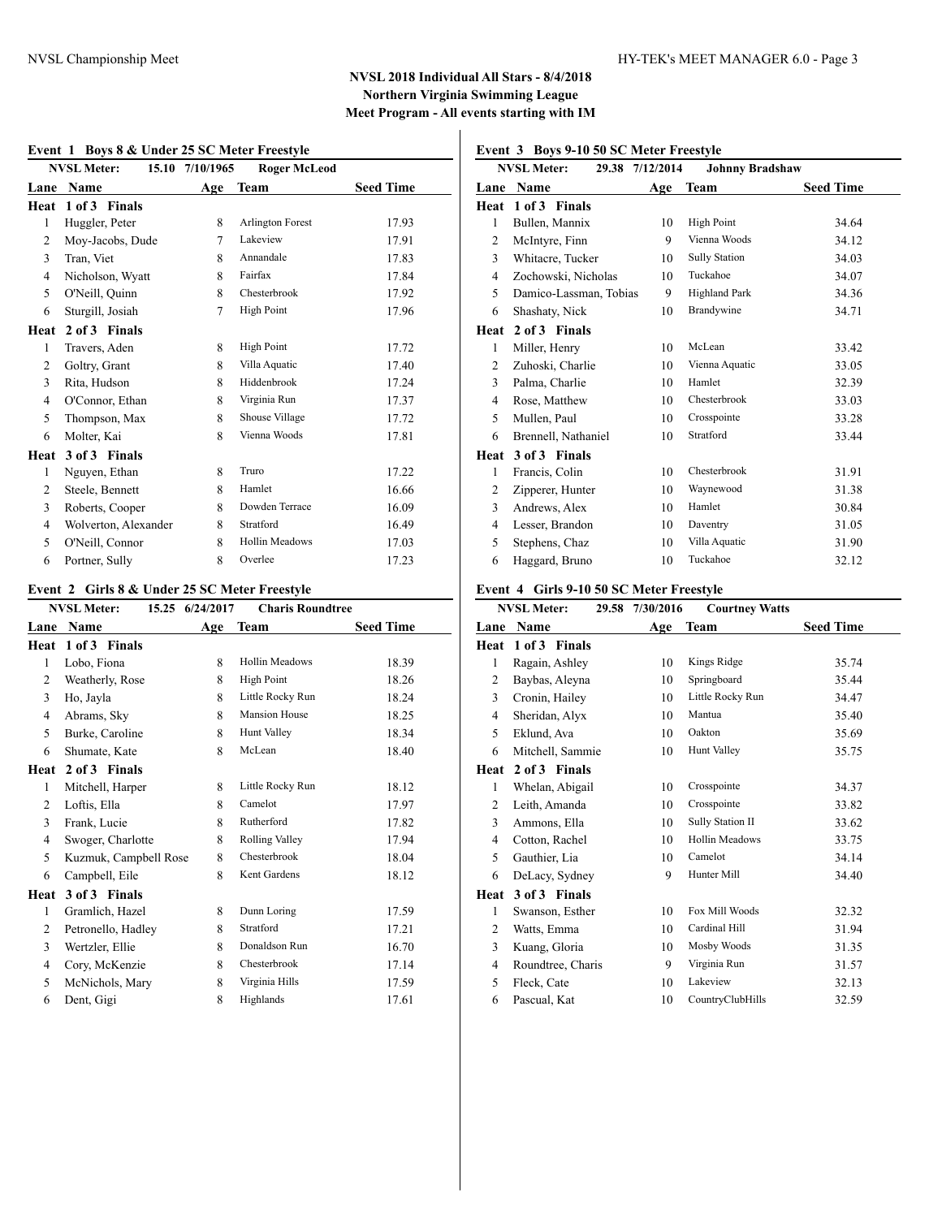## NVSL 2018 Individual All Stars - 8/4/2018

**Northern Virginia Swimming League**

**Meet Program - All events starting with IM**

### Event 1 Boys 8 & Under 25 SC Meter Freestyle

NVSL Meter: 15.10 7/10/1965 Roger McLeod

| Lane | Name | Age | Team | Seed Time |
|---|---|---|---|---|
| **Heat 1 of 3 Finals** | | | | |
| 1 | Huggler, Peter | 8 | Arlington Forest | 17.93 |
| 2 | Moy-Jacobs, Dude | 7 | Lakeview | 17.91 |
| 3 | Tran, Viet | 8 | Annandale | 17.83 |
| 4 | Nicholson, Wyatt | 8 | Fairfax | 17.84 |
| 5 | O'Neill, Quinn | 8 | Chesterbrook | 17.92 |
| 6 | Sturgill, Josiah | 7 | High Point | 17.96 |
| **Heat 2 of 3 Finals** | | | | |
| 1 | Travers, Aden | 8 | High Point | 17.72 |
| 2 | Goltry, Grant | 8 | Villa Aquatic | 17.40 |
| 3 | Rita, Hudson | 8 | Hiddenbrook | 17.24 |
| 4 | O'Connor, Ethan | 8 | Virginia Run | 17.37 |
| 5 | Thompson, Max | 8 | Shouse Village | 17.72 |
| 6 | Molter, Kai | 8 | Vienna Woods | 17.81 |
| **Heat 3 of 3 Finals** | | | | |
| 1 | Nguyen, Ethan | 8 | Truro | 17.22 |
| 2 | Steele, Bennett | 8 | Hamlet | 16.66 |
| 3 | Roberts, Cooper | 8 | Dowden Terrace | 16.09 |
| 4 | Wolverton, Alexander | 8 | Stratford | 16.49 |
| 5 | O'Neill, Connor | 8 | Hollin Meadows | 17.03 |
| 6 | Portner, Sully | 8 | Overlee | 17.23 |

### Event 2 Girls 8 & Under 25 SC Meter Freestyle

NVSL Meter: 15.25 6/24/2017 Charis Roundtree

| Lane | Name | Age | Team | Seed Time |
|---|---|---|---|---|
| **Heat 1 of 3 Finals** | | | | |
| 1 | Lobo, Fiona | 8 | Hollin Meadows | 18.39 |
| 2 | Weatherly, Rose | 8 | High Point | 18.26 |
| 3 | Ho, Jayla | 8 | Little Rocky Run | 18.24 |
| 4 | Abrams, Sky | 8 | Mansion House | 18.25 |
| 5 | Burke, Caroline | 8 | Hunt Valley | 18.34 |
| 6 | Shumate, Kate | 8 | McLean | 18.40 |
| **Heat 2 of 3 Finals** | | | | |
| 1 | Mitchell, Harper | 8 | Little Rocky Run | 18.12 |
| 2 | Loftis, Ella | 8 | Camelot | 17.97 |
| 3 | Frank, Lucie | 8 | Rutherford | 17.82 |
| 4 | Swoger, Charlotte | 8 | Rolling Valley | 17.94 |
| 5 | Kuzmuk, Campbell Rose | 8 | Chesterbrook | 18.04 |
| 6 | Campbell, Eile | 8 | Kent Gardens | 18.12 |
| **Heat 3 of 3 Finals** | | | | |
| 1 | Gramlich, Hazel | 8 | Dunn Loring | 17.59 |
| 2 | Petronello, Hadley | 8 | Stratford | 17.21 |
| 3 | Wertzler, Ellie | 8 | Donaldson Run | 16.70 |
| 4 | Cory, McKenzie | 8 | Chesterbrook | 17.14 |
| 5 | McNichols, Mary | 8 | Virginia Hills | 17.59 |
| 6 | Dent, Gigi | 8 | Highlands | 17.61 |

### Event 3 Boys 9-10 50 SC Meter Freestyle

NVSL Meter: 29.38 7/12/2014 Johnny Bradshaw

| Lane | Name | Age | Team | Seed Time |
|---|---|---|---|---|
| **Heat 1 of 3 Finals** | | | | |
| 1 | Bullen, Mannix | 10 | High Point | 34.64 |
| 2 | McIntyre, Finn | 9 | Vienna Woods | 34.12 |
| 3 | Whitacre, Tucker | 10 | Sully Station | 34.03 |
| 4 | Zochowski, Nicholas | 10 | Tuckahoe | 34.07 |
| 5 | Damico-Lassman, Tobias | 9 | Highland Park | 34.36 |
| 6 | Shashaty, Nick | 10 | Brandywine | 34.71 |
| **Heat 2 of 3 Finals** | | | | |
| 1 | Miller, Henry | 10 | McLean | 33.42 |
| 2 | Zuhoski, Charlie | 10 | Vienna Aquatic | 33.05 |
| 3 | Palma, Charlie | 10 | Hamlet | 32.39 |
| 4 | Rose, Matthew | 10 | Chesterbrook | 33.03 |
| 5 | Mullen, Paul | 10 | Crosspointe | 33.28 |
| 6 | Brennell, Nathaniel | 10 | Stratford | 33.44 |
| **Heat 3 of 3 Finals** | | | | |
| 1 | Francis, Colin | 10 | Chesterbrook | 31.91 |
| 2 | Zipperer, Hunter | 10 | Waynewood | 31.38 |
| 3 | Andrews, Alex | 10 | Hamlet | 30.84 |
| 4 | Lesser, Brandon | 10 | Daventry | 31.05 |
| 5 | Stephens, Chaz | 10 | Villa Aquatic | 31.90 |
| 6 | Haggard, Bruno | 10 | Tuckahoe | 32.12 |

### Event 4 Girls 9-10 50 SC Meter Freestyle

NVSL Meter: 29.58 7/30/2016 Courtney Watts

| Lane | Name | Age | Team | Seed Time |
|---|---|---|---|---|
| **Heat 1 of 3 Finals** | | | | |
| 1 | Ragain, Ashley | 10 | Kings Ridge | 35.74 |
| 2 | Baybas, Aleyna | 10 | Springboard | 35.44 |
| 3 | Cronin, Hailey | 10 | Little Rocky Run | 34.47 |
| 4 | Sheridan, Alyx | 10 | Mantua | 35.40 |
| 5 | Eklund, Ava | 10 | Oakton | 35.69 |
| 6 | Mitchell, Sammie | 10 | Hunt Valley | 35.75 |
| **Heat 2 of 3 Finals** | | | | |
| 1 | Whelan, Abigail | 10 | Crosspointe | 34.37 |
| 2 | Leith, Amanda | 10 | Crosspointe | 33.82 |
| 3 | Ammons, Ella | 10 | Sully Station II | 33.62 |
| 4 | Cotton, Rachel | 10 | Hollin Meadows | 33.75 |
| 5 | Gauthier, Lia | 10 | Camelot | 34.14 |
| 6 | DeLacy, Sydney | 9 | Hunter Mill | 34.40 |
| **Heat 3 of 3 Finals** | | | | |
| 1 | Swanson, Esther | 10 | Fox Mill Woods | 32.32 |
| 2 | Watts, Emma | 10 | Cardinal Hill | 31.94 |
| 3 | Kuang, Gloria | 10 | Mosby Woods | 31.35 |
| 4 | Roundtree, Charis | 9 | Virginia Run | 31.57 |
| 5 | Fleck, Cate | 10 | Lakeview | 32.13 |
| 6 | Pascual, Kat | 10 | CountryClubHills | 32.59 |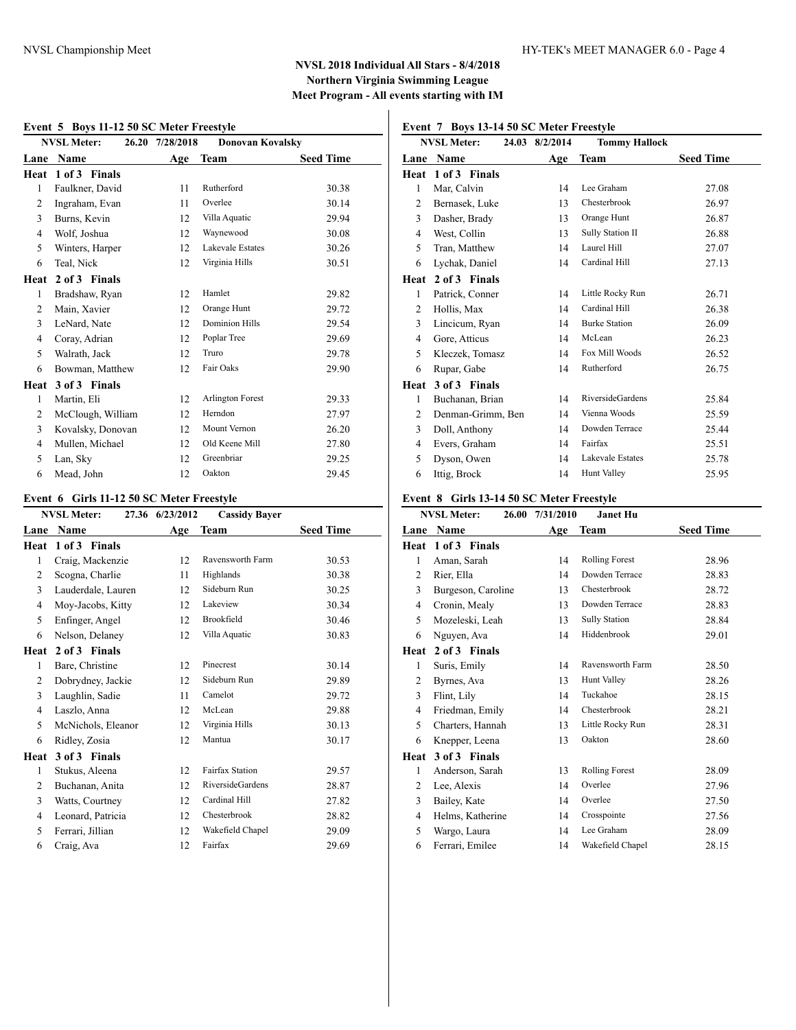## NVSL 2018 Individual All Stars - 8/4/2018

### Northern Virginia Swimming League

### Meet Program - All events starting with IM

#### Event 5 Boys 11-12 50 SC Meter Freestyle

NVSL Meter: 26.20 7/28/2018 Donovan Kovalsky

| Lane | Name | Age | Team | Seed Time |
|---|---|---|---|---|
| **Heat 1 of 3 Finals** | | | | |
| 1 | Faulkner, David | 11 | Rutherford | 30.38 |
| 2 | Ingraham, Evan | 11 | Overlee | 30.14 |
| 3 | Burns, Kevin | 12 | Villa Aquatic | 29.94 |
| 4 | Wolf, Joshua | 12 | Waynewood | 30.08 |
| 5 | Winters, Harper | 12 | Lakevale Estates | 30.26 |
| 6 | Teal, Nick | 12 | Virginia Hills | 30.51 |
| **Heat 2 of 3 Finals** | | | | |
| 1 | Bradshaw, Ryan | 12 | Hamlet | 29.82 |
| 2 | Main, Xavier | 12 | Orange Hunt | 29.72 |
| 3 | LeNard, Nate | 12 | Dominion Hills | 29.54 |
| 4 | Coray, Adrian | 12 | Poplar Tree | 29.69 |
| 5 | Walrath, Jack | 12 | Truro | 29.78 |
| 6 | Bowman, Matthew | 12 | Fair Oaks | 29.90 |
| **Heat 3 of 3 Finals** | | | | |
| 1 | Martin, Eli | 12 | Arlington Forest | 29.33 |
| 2 | McClough, William | 12 | Herndon | 27.97 |
| 3 | Kovalsky, Donovan | 12 | Mount Vernon | 26.20 |
| 4 | Mullen, Michael | 12 | Old Keene Mill | 27.80 |
| 5 | Lan, Sky | 12 | Greenbriar | 29.25 |
| 6 | Mead, John | 12 | Oakton | 29.45 |

#### Event 6 Girls 11-12 50 SC Meter Freestyle

NVSL Meter: 27.36 6/23/2012 Cassidy Bayer

| Lane | Name | Age | Team | Seed Time |
|---|---|---|---|---|
| **Heat 1 of 3 Finals** | | | | |
| 1 | Craig, Mackenzie | 12 | Ravensworth Farm | 30.53 |
| 2 | Scogna, Charlie | 11 | Highlands | 30.38 |
| 3 | Lauderdale, Lauren | 12 | Sideburn Run | 30.25 |
| 4 | Moy-Jacobs, Kitty | 12 | Lakeview | 30.34 |
| 5 | Enfinger, Angel | 12 | Brookfield | 30.46 |
| 6 | Nelson, Delaney | 12 | Villa Aquatic | 30.83 |
| **Heat 2 of 3 Finals** | | | | |
| 1 | Bare, Christine | 12 | Pinecrest | 30.14 |
| 2 | Dobrydney, Jackie | 12 | Sideburn Run | 29.89 |
| 3 | Laughlin, Sadie | 11 | Camelot | 29.72 |
| 4 | Laszlo, Anna | 12 | McLean | 29.88 |
| 5 | McNichols, Eleanor | 12 | Virginia Hills | 30.13 |
| 6 | Ridley, Zosia | 12 | Mantua | 30.17 |
| **Heat 3 of 3 Finals** | | | | |
| 1 | Stukus, Aleena | 12 | Fairfax Station | 29.57 |
| 2 | Buchanan, Anita | 12 | RiversideGardens | 28.87 |
| 3 | Watts, Courtney | 12 | Cardinal Hill | 27.82 |
| 4 | Leonard, Patricia | 12 | Chesterbrook | 28.82 |
| 5 | Ferrari, Jillian | 12 | Wakefield Chapel | 29.09 |
| 6 | Craig, Ava | 12 | Fairfax | 29.69 |

#### Event 7 Boys 13-14 50 SC Meter Freestyle

NVSL Meter: 24.03 8/2/2014 Tommy Hallock

| Lane | Name | Age | Team | Seed Time |
|---|---|---|---|---|
| **Heat 1 of 3 Finals** | | | | |
| 1 | Mar, Calvin | 14 | Lee Graham | 27.08 |
| 2 | Bernasek, Luke | 13 | Chesterbrook | 26.97 |
| 3 | Dasher, Brady | 13 | Orange Hunt | 26.87 |
| 4 | West, Collin | 13 | Sully Station II | 26.88 |
| 5 | Tran, Matthew | 14 | Laurel Hill | 27.07 |
| 6 | Lychak, Daniel | 14 | Cardinal Hill | 27.13 |
| **Heat 2 of 3 Finals** | | | | |
| 1 | Patrick, Conner | 14 | Little Rocky Run | 26.71 |
| 2 | Hollis, Max | 14 | Cardinal Hill | 26.38 |
| 3 | Lincicum, Ryan | 14 | Burke Station | 26.09 |
| 4 | Gore, Atticus | 14 | McLean | 26.23 |
| 5 | Kleczek, Tomasz | 14 | Fox Mill Woods | 26.52 |
| 6 | Rupar, Gabe | 14 | Rutherford | 26.75 |
| **Heat 3 of 3 Finals** | | | | |
| 1 | Buchanan, Brian | 14 | RiversideGardens | 25.84 |
| 2 | Denman-Grimm, Ben | 14 | Vienna Woods | 25.59 |
| 3 | Doll, Anthony | 14 | Dowden Terrace | 25.44 |
| 4 | Evers, Graham | 14 | Fairfax | 25.51 |
| 5 | Dyson, Owen | 14 | Lakevale Estates | 25.78 |
| 6 | Ittig, Brock | 14 | Hunt Valley | 25.95 |

#### Event 8 Girls 13-14 50 SC Meter Freestyle

NVSL Meter: 26.00 7/31/2010 Janet Hu

| Lane | Name | Age | Team | Seed Time |
|---|---|---|---|---|
| **Heat 1 of 3 Finals** | | | | |
| 1 | Aman, Sarah | 14 | Rolling Forest | 28.96 |
| 2 | Rier, Ella | 14 | Dowden Terrace | 28.83 |
| 3 | Burgeson, Caroline | 13 | Chesterbrook | 28.72 |
| 4 | Cronin, Mealy | 13 | Dowden Terrace | 28.83 |
| 5 | Mozeleski, Leah | 13 | Sully Station | 28.84 |
| 6 | Nguyen, Ava | 14 | Hiddenbrook | 29.01 |
| **Heat 2 of 3 Finals** | | | | |
| 1 | Suris, Emily | 14 | Ravensworth Farm | 28.50 |
| 2 | Byrnes, Ava | 13 | Hunt Valley | 28.26 |
| 3 | Flint, Lily | 14 | Tuckahoe | 28.15 |
| 4 | Friedman, Emily | 14 | Chesterbrook | 28.21 |
| 5 | Charters, Hannah | 13 | Little Rocky Run | 28.31 |
| 6 | Knepper, Leena | 13 | Oakton | 28.60 |
| **Heat 3 of 3 Finals** | | | | |
| 1 | Anderson, Sarah | 13 | Rolling Forest | 28.09 |
| 2 | Lee, Alexis | 14 | Overlee | 27.96 |
| 3 | Bailey, Kate | 14 | Overlee | 27.50 |
| 4 | Helms, Katherine | 14 | Crosspointe | 27.56 |
| 5 | Wargo, Laura | 14 | Lee Graham | 28.09 |
| 6 | Ferrari, Emilee | 14 | Wakefield Chapel | 28.15 |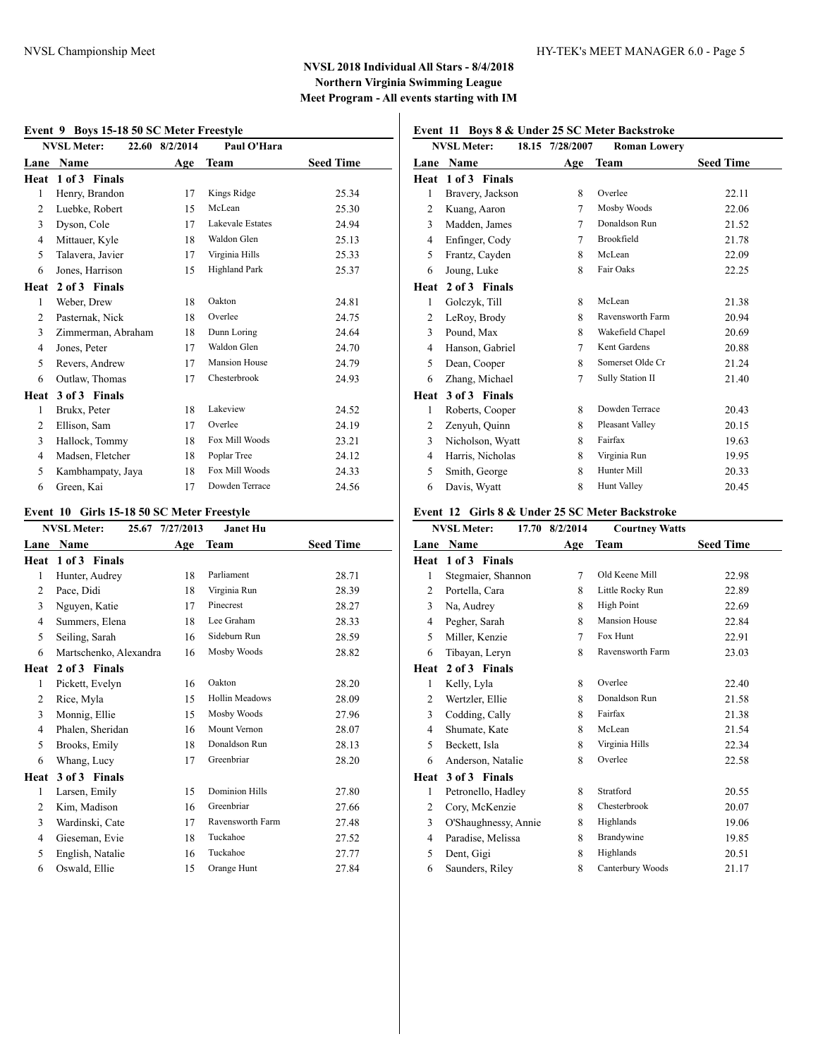## NVSL 2018 Individual All Stars - 8/4/2018

**Northern Virginia Swimming League**

**Meet Program - All events starting with IM**

### Event 9 Boys 15-18 50 SC Meter Freestyle

NVSL Meter: 22.60 8/2/2014 Paul O'Hara

| Lane | Name | Age | Team | Seed Time |
|---|---|---|---|---|
| **Heat 1 of 3 Finals** | | | | |
| 1 | Henry, Brandon | 17 | Kings Ridge | 25.34 |
| 2 | Luebke, Robert | 15 | McLean | 25.30 |
| 3 | Dyson, Cole | 17 | Lakevale Estates | 24.94 |
| 4 | Mittauer, Kyle | 18 | Waldon Glen | 25.13 |
| 5 | Talavera, Javier | 17 | Virginia Hills | 25.33 |
| 6 | Jones, Harrison | 15 | Highland Park | 25.37 |
| **Heat 2 of 3 Finals** | | | | |
| 1 | Weber, Drew | 18 | Oakton | 24.81 |
| 2 | Pasternak, Nick | 18 | Overlee | 24.75 |
| 3 | Zimmerman, Abraham | 18 | Dunn Loring | 24.64 |
| 4 | Jones, Peter | 17 | Waldon Glen | 24.70 |
| 5 | Revers, Andrew | 17 | Mansion House | 24.79 |
| 6 | Outlaw, Thomas | 17 | Chesterbrook | 24.93 |
| **Heat 3 of 3 Finals** | | | | |
| 1 | Brukx, Peter | 18 | Lakeview | 24.52 |
| 2 | Ellison, Sam | 17 | Overlee | 24.19 |
| 3 | Hallock, Tommy | 18 | Fox Mill Woods | 23.21 |
| 4 | Madsen, Fletcher | 18 | Poplar Tree | 24.12 |
| 5 | Kambhampaty, Jaya | 18 | Fox Mill Woods | 24.33 |
| 6 | Green, Kai | 17 | Dowden Terrace | 24.56 |

### Event 10 Girls 15-18 50 SC Meter Freestyle

NVSL Meter: 25.67 7/27/2013 Janet Hu

| Lane | Name | Age | Team | Seed Time |
|---|---|---|---|---|
| **Heat 1 of 3 Finals** | | | | |
| 1 | Hunter, Audrey | 18 | Parliament | 28.71 |
| 2 | Pace, Didi | 18 | Virginia Run | 28.39 |
| 3 | Nguyen, Katie | 17 | Pinecrest | 28.27 |
| 4 | Summers, Elena | 18 | Lee Graham | 28.33 |
| 5 | Seiling, Sarah | 16 | Sideburn Run | 28.59 |
| 6 | Martschenko, Alexandra | 16 | Mosby Woods | 28.82 |
| **Heat 2 of 3 Finals** | | | | |
| 1 | Pickett, Evelyn | 16 | Oakton | 28.20 |
| 2 | Rice, Myla | 15 | Hollin Meadows | 28.09 |
| 3 | Monnig, Ellie | 15 | Mosby Woods | 27.96 |
| 4 | Phalen, Sheridan | 16 | Mount Vernon | 28.07 |
| 5 | Brooks, Emily | 18 | Donaldson Run | 28.13 |
| 6 | Whang, Lucy | 17 | Greenbriar | 28.20 |
| **Heat 3 of 3 Finals** | | | | |
| 1 | Larsen, Emily | 15 | Dominion Hills | 27.80 |
| 2 | Kim, Madison | 16 | Greenbriar | 27.66 |
| 3 | Wardinski, Cate | 17 | Ravensworth Farm | 27.48 |
| 4 | Gieseman, Evie | 18 | Tuckahoe | 27.52 |
| 5 | English, Natalie | 16 | Tuckahoe | 27.77 |
| 6 | Oswald, Ellie | 15 | Orange Hunt | 27.84 |

### Event 11 Boys 8 & Under 25 SC Meter Backstroke

NVSL Meter: 18.15 7/28/2007 Roman Lowery

| Lane | Name | Age | Team | Seed Time |
|---|---|---|---|---|
| **Heat 1 of 3 Finals** | | | | |
| 1 | Bravery, Jackson | 8 | Overlee | 22.11 |
| 2 | Kuang, Aaron | 7 | Mosby Woods | 22.06 |
| 3 | Madden, James | 7 | Donaldson Run | 21.52 |
| 4 | Enfinger, Cody | 7 | Brookfield | 21.78 |
| 5 | Frantz, Cayden | 8 | McLean | 22.09 |
| 6 | Joung, Luke | 8 | Fair Oaks | 22.25 |
| **Heat 2 of 3 Finals** | | | | |
| 1 | Golczyk, Till | 8 | McLean | 21.38 |
| 2 | LeRoy, Brody | 8 | Ravensworth Farm | 20.94 |
| 3 | Pound, Max | 8 | Wakefield Chapel | 20.69 |
| 4 | Hanson, Gabriel | 7 | Kent Gardens | 20.88 |
| 5 | Dean, Cooper | 8 | Somerset Olde Cr | 21.24 |
| 6 | Zhang, Michael | 7 | Sully Station II | 21.40 |
| **Heat 3 of 3 Finals** | | | | |
| 1 | Roberts, Cooper | 8 | Dowden Terrace | 20.43 |
| 2 | Zenyuh, Quinn | 8 | Pleasant Valley | 20.15 |
| 3 | Nicholson, Wyatt | 8 | Fairfax | 19.63 |
| 4 | Harris, Nicholas | 8 | Virginia Run | 19.95 |
| 5 | Smith, George | 8 | Hunter Mill | 20.33 |
| 6 | Davis, Wyatt | 8 | Hunt Valley | 20.45 |

### Event 12 Girls 8 & Under 25 SC Meter Backstroke

NVSL Meter: 17.70 8/2/2014 Courtney Watts

| Lane | Name | Age | Team | Seed Time |
|---|---|---|---|---|
| **Heat 1 of 3 Finals** | | | | |
| 1 | Stegmaier, Shannon | 7 | Old Keene Mill | 22.98 |
| 2 | Portella, Cara | 8 | Little Rocky Run | 22.89 |
| 3 | Na, Audrey | 8 | High Point | 22.69 |
| 4 | Pegher, Sarah | 8 | Mansion House | 22.84 |
| 5 | Miller, Kenzie | 7 | Fox Hunt | 22.91 |
| 6 | Tibayan, Leryn | 8 | Ravensworth Farm | 23.03 |
| **Heat 2 of 3 Finals** | | | | |
| 1 | Kelly, Lyla | 8 | Overlee | 22.40 |
| 2 | Wertzler, Ellie | 8 | Donaldson Run | 21.58 |
| 3 | Codding, Cally | 8 | Fairfax | 21.38 |
| 4 | Shumate, Kate | 8 | McLean | 21.54 |
| 5 | Beckett, Isla | 8 | Virginia Hills | 22.34 |
| 6 | Anderson, Natalie | 8 | Overlee | 22.58 |
| **Heat 3 of 3 Finals** | | | | |
| 1 | Petronello, Hadley | 8 | Stratford | 20.55 |
| 2 | Cory, McKenzie | 8 | Chesterbrook | 20.07 |
| 3 | O'Shaughnessy, Annie | 8 | Highlands | 19.06 |
| 4 | Paradise, Melissa | 8 | Brandywine | 19.85 |
| 5 | Dent, Gigi | 8 | Highlands | 20.51 |
| 6 | Saunders, Riley | 8 | Canterbury Woods | 21.17 |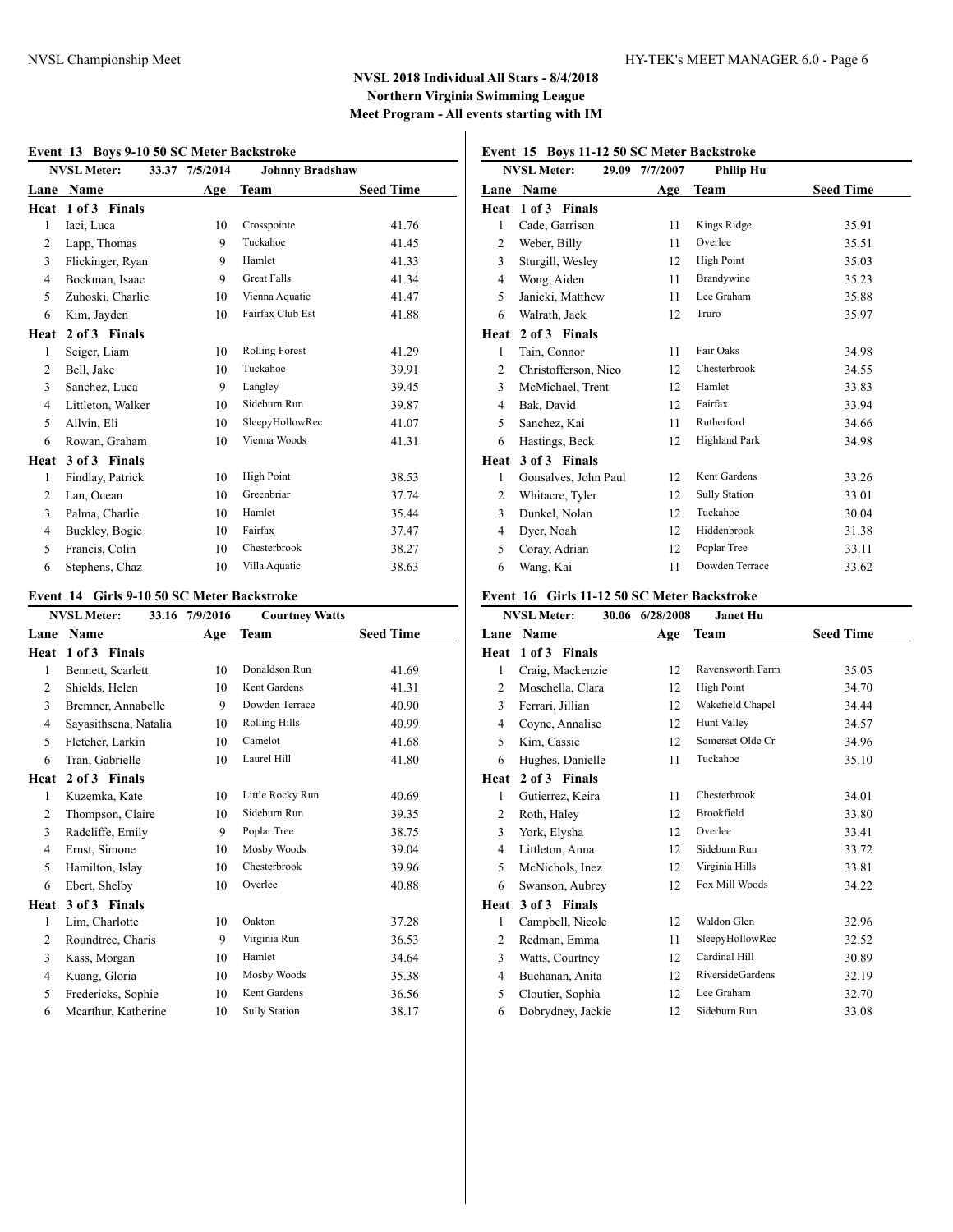## NVSL 2018 Individual All Stars - 8/4/2018

**Northern Virginia Swimming League**

**Meet Program - All events starting with IM**

### Event 13 Boys 9-10 50 SC Meter Backstroke

NVSL Meter: 33.37 7/5/2014 Johnny Bradshaw

| Lane | Name | Age | Team | Seed Time |
|---|---|---|---|---|
| **Heat 1 of 3 Finals** | | | | |
| 1 | Iaci, Luca | 10 | Crosspointe | 41.76 |
| 2 | Lapp, Thomas | 9 | Tuckahoe | 41.45 |
| 3 | Flickinger, Ryan | 9 | Hamlet | 41.33 |
| 4 | Bockman, Isaac | 9 | Great Falls | 41.34 |
| 5 | Zuhoski, Charlie | 10 | Vienna Aquatic | 41.47 |
| 6 | Kim, Jayden | 10 | Fairfax Club Est | 41.88 |
| **Heat 2 of 3 Finals** | | | | |
| 1 | Seiger, Liam | 10 | Rolling Forest | 41.29 |
| 2 | Bell, Jake | 10 | Tuckahoe | 39.91 |
| 3 | Sanchez, Luca | 9 | Langley | 39.45 |
| 4 | Littleton, Walker | 10 | Sideburn Run | 39.87 |
| 5 | Allvin, Eli | 10 | SleepyHollowRec | 41.07 |
| 6 | Rowan, Graham | 10 | Vienna Woods | 41.31 |
| **Heat 3 of 3 Finals** | | | | |
| 1 | Findlay, Patrick | 10 | High Point | 38.53 |
| 2 | Lan, Ocean | 10 | Greenbriar | 37.74 |
| 3 | Palma, Charlie | 10 | Hamlet | 35.44 |
| 4 | Buckley, Bogie | 10 | Fairfax | 37.47 |
| 5 | Francis, Colin | 10 | Chesterbrook | 38.27 |
| 6 | Stephens, Chaz | 10 | Villa Aquatic | 38.63 |

### Event 14 Girls 9-10 50 SC Meter Backstroke

NVSL Meter: 33.16 7/9/2016 Courtney Watts

| Lane | Name | Age | Team | Seed Time |
|---|---|---|---|---|
| **Heat 1 of 3 Finals** | | | | |
| 1 | Bennett, Scarlett | 10 | Donaldson Run | 41.69 |
| 2 | Shields, Helen | 10 | Kent Gardens | 41.31 |
| 3 | Bremner, Annabelle | 9 | Dowden Terrace | 40.90 |
| 4 | Sayasithsena, Natalia | 10 | Rolling Hills | 40.99 |
| 5 | Fletcher, Larkin | 10 | Camelot | 41.68 |
| 6 | Tran, Gabrielle | 10 | Laurel Hill | 41.80 |
| **Heat 2 of 3 Finals** | | | | |
| 1 | Kuzemka, Kate | 10 | Little Rocky Run | 40.69 |
| 2 | Thompson, Claire | 10 | Sideburn Run | 39.35 |
| 3 | Radcliffe, Emily | 9 | Poplar Tree | 38.75 |
| 4 | Ernst, Simone | 10 | Mosby Woods | 39.04 |
| 5 | Hamilton, Islay | 10 | Chesterbrook | 39.96 |
| 6 | Ebert, Shelby | 10 | Overlee | 40.88 |
| **Heat 3 of 3 Finals** | | | | |
| 1 | Lim, Charlotte | 10 | Oakton | 37.28 |
| 2 | Roundtree, Charis | 9 | Virginia Run | 36.53 |
| 3 | Kass, Morgan | 10 | Hamlet | 34.64 |
| 4 | Kuang, Gloria | 10 | Mosby Woods | 35.38 |
| 5 | Fredericks, Sophie | 10 | Kent Gardens | 36.56 |
| 6 | Mcarthur, Katherine | 10 | Sully Station | 38.17 |

### Event 15 Boys 11-12 50 SC Meter Backstroke

NVSL Meter: 29.09 7/7/2007 Philip Hu

| Lane | Name | Age | Team | Seed Time |
|---|---|---|---|---|
| **Heat 1 of 3 Finals** | | | | |
| 1 | Cade, Garrison | 11 | Kings Ridge | 35.91 |
| 2 | Weber, Billy | 11 | Overlee | 35.51 |
| 3 | Sturgill, Wesley | 12 | High Point | 35.03 |
| 4 | Wong, Aiden | 11 | Brandywine | 35.23 |
| 5 | Janicki, Matthew | 11 | Lee Graham | 35.88 |
| 6 | Walrath, Jack | 12 | Truro | 35.97 |
| **Heat 2 of 3 Finals** | | | | |
| 1 | Tain, Connor | 11 | Fair Oaks | 34.98 |
| 2 | Christofferson, Nico | 12 | Chesterbrook | 34.55 |
| 3 | McMichael, Trent | 12 | Hamlet | 33.83 |
| 4 | Bak, David | 12 | Fairfax | 33.94 |
| 5 | Sanchez, Kai | 11 | Rutherford | 34.66 |
| 6 | Hastings, Beck | 12 | Highland Park | 34.98 |
| **Heat 3 of 3 Finals** | | | | |
| 1 | Gonsalves, John Paul | 12 | Kent Gardens | 33.26 |
| 2 | Whitacre, Tyler | 12 | Sully Station | 33.01 |
| 3 | Dunkel, Nolan | 12 | Tuckahoe | 30.04 |
| 4 | Dyer, Noah | 12 | Hiddenbrook | 31.38 |
| 5 | Coray, Adrian | 12 | Poplar Tree | 33.11 |
| 6 | Wang, Kai | 11 | Dowden Terrace | 33.62 |

### Event 16 Girls 11-12 50 SC Meter Backstroke

NVSL Meter: 30.06 6/28/2008 Janet Hu

| Lane | Name | Age | Team | Seed Time |
|---|---|---|---|---|
| **Heat 1 of 3 Finals** | | | | |
| 1 | Craig, Mackenzie | 12 | Ravensworth Farm | 35.05 |
| 2 | Moschella, Clara | 12 | High Point | 34.70 |
| 3 | Ferrari, Jillian | 12 | Wakefield Chapel | 34.44 |
| 4 | Coyne, Annalise | 12 | Hunt Valley | 34.57 |
| 5 | Kim, Cassie | 12 | Somerset Olde Cr | 34.96 |
| 6 | Hughes, Danielle | 11 | Tuckahoe | 35.10 |
| **Heat 2 of 3 Finals** | | | | |
| 1 | Gutierrez, Keira | 11 | Chesterbrook | 34.01 |
| 2 | Roth, Haley | 12 | Brookfield | 33.80 |
| 3 | York, Elysha | 12 | Overlee | 33.41 |
| 4 | Littleton, Anna | 12 | Sideburn Run | 33.72 |
| 5 | McNichols, Inez | 12 | Virginia Hills | 33.81 |
| 6 | Swanson, Aubrey | 12 | Fox Mill Woods | 34.22 |
| **Heat 3 of 3 Finals** | | | | |
| 1 | Campbell, Nicole | 12 | Waldon Glen | 32.96 |
| 2 | Redman, Emma | 11 | SleepyHollowRec | 32.52 |
| 3 | Watts, Courtney | 12 | Cardinal Hill | 30.89 |
| 4 | Buchanan, Anita | 12 | RiversideGardens | 32.19 |
| 5 | Cloutier, Sophia | 12 | Lee Graham | 32.70 |
| 6 | Dobrydney, Jackie | 12 | Sideburn Run | 33.08 |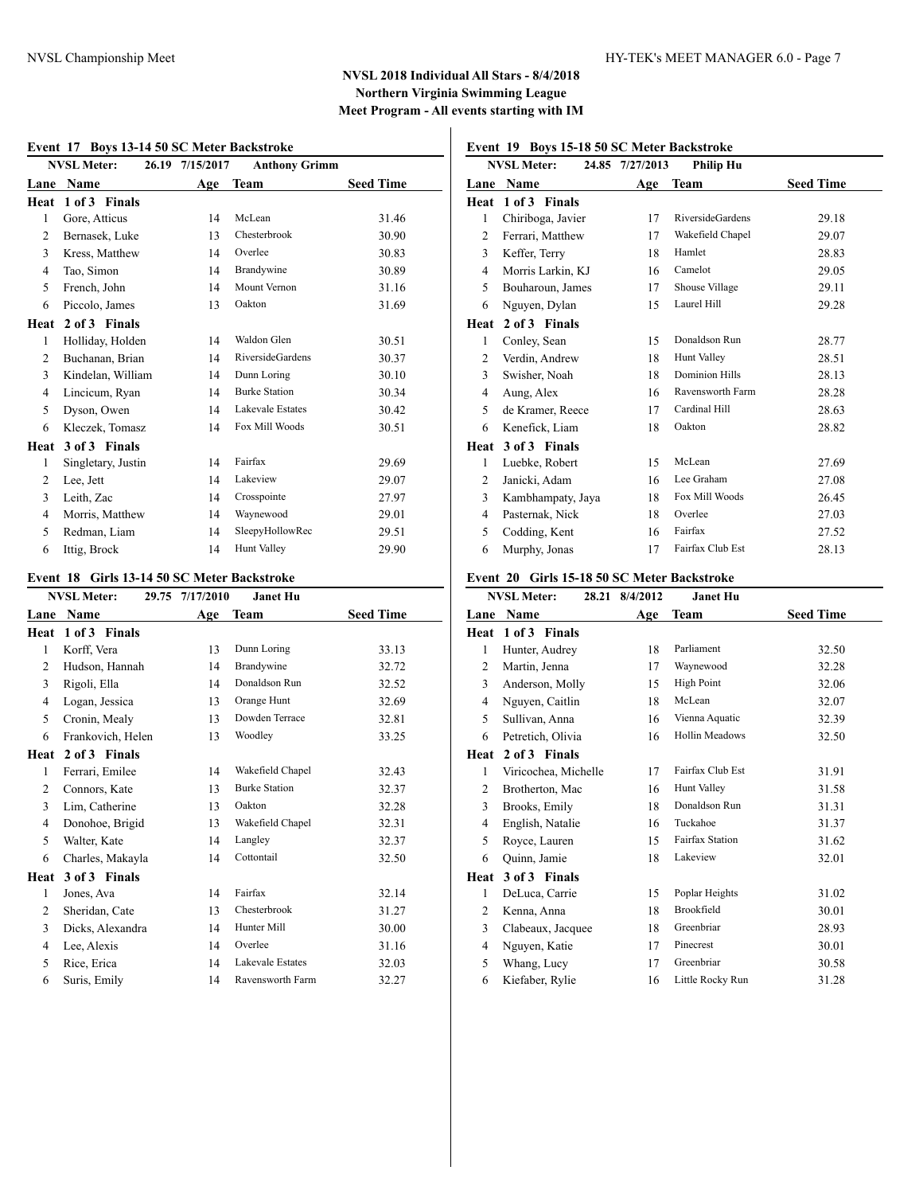## NVSL 2018 Individual All Stars - 8/4/2018
## Northern Virginia Swimming League
## Meet Program - All events starting with IM

### Event 17 Boys 13-14 50 SC Meter Backstroke

NVSL Meter: 26.19 7/15/2017 Anthony Grimm

| Lane | Name | Age | Team | Seed Time |
|---|---|---|---|---|
| **Heat 1 of 3 Finals** | | | | |
| 1 | Gore, Atticus | 14 | McLean | 31.46 |
| 2 | Bernasek, Luke | 13 | Chesterbrook | 30.90 |
| 3 | Kress, Matthew | 14 | Overlee | 30.83 |
| 4 | Tao, Simon | 14 | Brandywine | 30.89 |
| 5 | French, John | 14 | Mount Vernon | 31.16 |
| 6 | Piccolo, James | 13 | Oakton | 31.69 |
| **Heat 2 of 3 Finals** | | | | |
| 1 | Holliday, Holden | 14 | Waldon Glen | 30.51 |
| 2 | Buchanan, Brian | 14 | RiversideGardens | 30.37 |
| 3 | Kindelan, William | 14 | Dunn Loring | 30.10 |
| 4 | Lincicum, Ryan | 14 | Burke Station | 30.34 |
| 5 | Dyson, Owen | 14 | Lakevale Estates | 30.42 |
| 6 | Kleczek, Tomasz | 14 | Fox Mill Woods | 30.51 |
| **Heat 3 of 3 Finals** | | | | |
| 1 | Singletary, Justin | 14 | Fairfax | 29.69 |
| 2 | Lee, Jett | 14 | Lakeview | 29.07 |
| 3 | Leith, Zac | 14 | Crosspointe | 27.97 |
| 4 | Morris, Matthew | 14 | Waynewood | 29.01 |
| 5 | Redman, Liam | 14 | SleepyHollowRec | 29.51 |
| 6 | Ittig, Brock | 14 | Hunt Valley | 29.90 |

### Event 18 Girls 13-14 50 SC Meter Backstroke

NVSL Meter: 29.75 7/17/2010 Janet Hu

| Lane | Name | Age | Team | Seed Time |
|---|---|---|---|---|
| **Heat 1 of 3 Finals** | | | | |
| 1 | Korff, Vera | 13 | Dunn Loring | 33.13 |
| 2 | Hudson, Hannah | 14 | Brandywine | 32.72 |
| 3 | Rigoli, Ella | 14 | Donaldson Run | 32.52 |
| 4 | Logan, Jessica | 13 | Orange Hunt | 32.69 |
| 5 | Cronin, Mealy | 13 | Dowden Terrace | 32.81 |
| 6 | Frankovich, Helen | 13 | Woodley | 33.25 |
| **Heat 2 of 3 Finals** | | | | |
| 1 | Ferrari, Emilee | 14 | Wakefield Chapel | 32.43 |
| 2 | Connors, Kate | 13 | Burke Station | 32.37 |
| 3 | Lim, Catherine | 13 | Oakton | 32.28 |
| 4 | Donohoe, Brigid | 13 | Wakefield Chapel | 32.31 |
| 5 | Walter, Kate | 14 | Langley | 32.37 |
| 6 | Charles, Makayla | 14 | Cottontail | 32.50 |
| **Heat 3 of 3 Finals** | | | | |
| 1 | Jones, Ava | 14 | Fairfax | 32.14 |
| 2 | Sheridan, Cate | 13 | Chesterbrook | 31.27 |
| 3 | Dicks, Alexandra | 14 | Hunter Mill | 30.00 |
| 4 | Lee, Alexis | 14 | Overlee | 31.16 |
| 5 | Rice, Erica | 14 | Lakevale Estates | 32.03 |
| 6 | Suris, Emily | 14 | Ravensworth Farm | 32.27 |

### Event 19 Boys 15-18 50 SC Meter Backstroke

NVSL Meter: 24.85 7/27/2013 Philip Hu

| Lane | Name | Age | Team | Seed Time |
|---|---|---|---|---|
| **Heat 1 of 3 Finals** | | | | |
| 1 | Chiriboga, Javier | 17 | RiversideGardens | 29.18 |
| 2 | Ferrari, Matthew | 17 | Wakefield Chapel | 29.07 |
| 3 | Keffer, Terry | 18 | Hamlet | 28.83 |
| 4 | Morris Larkin, KJ | 16 | Camelot | 29.05 |
| 5 | Bouharoun, James | 17 | Shouse Village | 29.11 |
| 6 | Nguyen, Dylan | 15 | Laurel Hill | 29.28 |
| **Heat 2 of 3 Finals** | | | | |
| 1 | Conley, Sean | 15 | Donaldson Run | 28.77 |
| 2 | Verdin, Andrew | 18 | Hunt Valley | 28.51 |
| 3 | Swisher, Noah | 18 | Dominion Hills | 28.13 |
| 4 | Aung, Alex | 16 | Ravensworth Farm | 28.28 |
| 5 | de Kramer, Reece | 17 | Cardinal Hill | 28.63 |
| 6 | Kenefick, Liam | 18 | Oakton | 28.82 |
| **Heat 3 of 3 Finals** | | | | |
| 1 | Luebke, Robert | 15 | McLean | 27.69 |
| 2 | Janicki, Adam | 16 | Lee Graham | 27.08 |
| 3 | Kambhampaty, Jaya | 18 | Fox Mill Woods | 26.45 |
| 4 | Pasternak, Nick | 18 | Overlee | 27.03 |
| 5 | Codding, Kent | 16 | Fairfax | 27.52 |
| 6 | Murphy, Jonas | 17 | Fairfax Club Est | 28.13 |

### Event 20 Girls 15-18 50 SC Meter Backstroke

NVSL Meter: 28.21 8/4/2012 Janet Hu

| Lane | Name | Age | Team | Seed Time |
|---|---|---|---|---|
| **Heat 1 of 3 Finals** | | | | |
| 1 | Hunter, Audrey | 18 | Parliament | 32.50 |
| 2 | Martin, Jenna | 17 | Waynewood | 32.28 |
| 3 | Anderson, Molly | 15 | High Point | 32.06 |
| 4 | Nguyen, Caitlin | 18 | McLean | 32.07 |
| 5 | Sullivan, Anna | 16 | Vienna Aquatic | 32.39 |
| 6 | Petretich, Olivia | 16 | Hollin Meadows | 32.50 |
| **Heat 2 of 3 Finals** | | | | |
| 1 | Viricochea, Michelle | 17 | Fairfax Club Est | 31.91 |
| 2 | Brotherton, Mac | 16 | Hunt Valley | 31.58 |
| 3 | Brooks, Emily | 18 | Donaldson Run | 31.31 |
| 4 | English, Natalie | 16 | Tuckahoe | 31.37 |
| 5 | Royce, Lauren | 15 | Fairfax Station | 31.62 |
| 6 | Quinn, Jamie | 18 | Lakeview | 32.01 |
| **Heat 3 of 3 Finals** | | | | |
| 1 | DeLuca, Carrie | 15 | Poplar Heights | 31.02 |
| 2 | Kenna, Anna | 18 | Brookfield | 30.01 |
| 3 | Clabeaux, Jacquee | 18 | Greenbriar | 28.93 |
| 4 | Nguyen, Katie | 17 | Pinecrest | 30.01 |
| 5 | Whang, Lucy | 17 | Greenbriar | 30.58 |
| 6 | Kiefaber, Rylie | 16 | Little Rocky Run | 31.28 |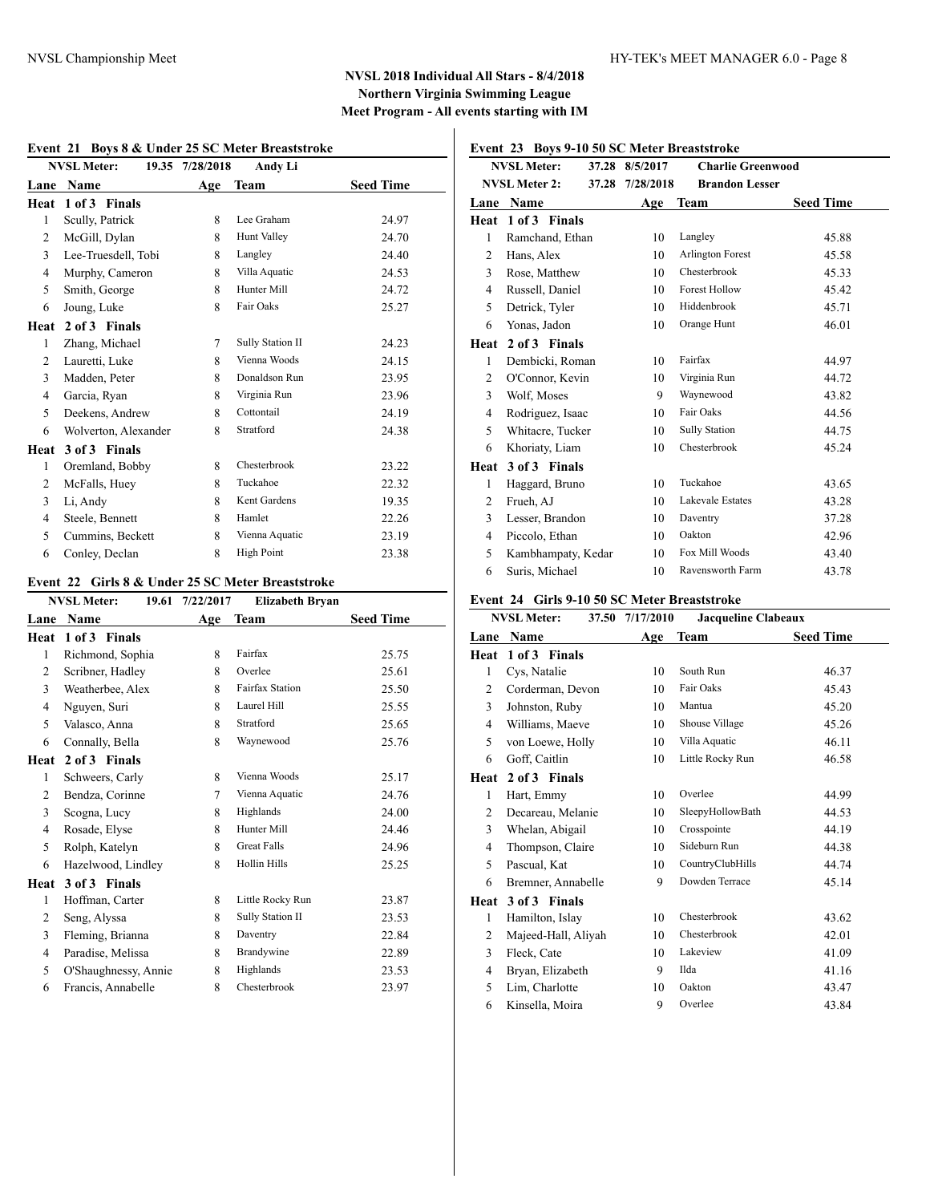## NVSL 2018 Individual All Stars - 8/4/2018
## Northern Virginia Swimming League
## Meet Program - All events starting with IM

### Event 21 Boys 8 & Under 25 SC Meter Breaststroke

NVSL Meter: 19.35 7/28/2018 Andy Li

| Lane | Name | Age | Team | Seed Time |
|---|---|---|---|---|
| **Heat 1 of 3 Finals** | | | | |
| 1 | Scully, Patrick | 8 | Lee Graham | 24.97 |
| 2 | McGill, Dylan | 8 | Hunt Valley | 24.70 |
| 3 | Lee-Truesdell, Tobi | 8 | Langley | 24.40 |
| 4 | Murphy, Cameron | 8 | Villa Aquatic | 24.53 |
| 5 | Smith, George | 8 | Hunter Mill | 24.72 |
| 6 | Joung, Luke | 8 | Fair Oaks | 25.27 |
| **Heat 2 of 3 Finals** | | | | |
| 1 | Zhang, Michael | 7 | Sully Station II | 24.23 |
| 2 | Lauretti, Luke | 8 | Vienna Woods | 24.15 |
| 3 | Madden, Peter | 8 | Donaldson Run | 23.95 |
| 4 | Garcia, Ryan | 8 | Virginia Run | 23.96 |
| 5 | Deekens, Andrew | 8 | Cottontail | 24.19 |
| 6 | Wolverton, Alexander | 8 | Stratford | 24.38 |
| **Heat 3 of 3 Finals** | | | | |
| 1 | Oremland, Bobby | 8 | Chesterbrook | 23.22 |
| 2 | McFalls, Huey | 8 | Tuckahoe | 22.32 |
| 3 | Li, Andy | 8 | Kent Gardens | 19.35 |
| 4 | Steele, Bennett | 8 | Hamlet | 22.26 |
| 5 | Cummins, Beckett | 8 | Vienna Aquatic | 23.19 |
| 6 | Conley, Declan | 8 | High Point | 23.38 |

### Event 22 Girls 8 & Under 25 SC Meter Breaststroke

NVSL Meter: 19.61 7/22/2017 Elizabeth Bryan

| Lane | Name | Age | Team | Seed Time |
|---|---|---|---|---|
| **Heat 1 of 3 Finals** | | | | |
| 1 | Richmond, Sophia | 8 | Fairfax | 25.75 |
| 2 | Scribner, Hadley | 8 | Overlee | 25.61 |
| 3 | Weatherbee, Alex | 8 | Fairfax Station | 25.50 |
| 4 | Nguyen, Suri | 8 | Laurel Hill | 25.55 |
| 5 | Valasco, Anna | 8 | Stratford | 25.65 |
| 6 | Connally, Bella | 8 | Waynewood | 25.76 |
| **Heat 2 of 3 Finals** | | | | |
| 1 | Schweers, Carly | 8 | Vienna Woods | 25.17 |
| 2 | Bendza, Corinne | 7 | Vienna Aquatic | 24.76 |
| 3 | Scogna, Lucy | 8 | Highlands | 24.00 |
| 4 | Rosade, Elyse | 8 | Hunter Mill | 24.46 |
| 5 | Rolph, Katelyn | 8 | Great Falls | 24.96 |
| 6 | Hazelwood, Lindley | 8 | Hollin Hills | 25.25 |
| **Heat 3 of 3 Finals** | | | | |
| 1 | Hoffman, Carter | 8 | Little Rocky Run | 23.87 |
| 2 | Seng, Alyssa | 8 | Sully Station II | 23.53 |
| 3 | Fleming, Brianna | 8 | Daventry | 22.84 |
| 4 | Paradise, Melissa | 8 | Brandywine | 22.89 |
| 5 | O'Shaughnessy, Annie | 8 | Highlands | 23.53 |
| 6 | Francis, Annabelle | 8 | Chesterbrook | 23.97 |

### Event 23 Boys 9-10 50 SC Meter Breaststroke

NVSL Meter: 37.28 8/5/2017 Charlie Greenwood
NVSL Meter 2: 37.28 7/28/2018 Brandon Lesser

| Lane | Name | Age | Team | Seed Time |
|---|---|---|---|---|
| **Heat 1 of 3 Finals** | | | | |
| 1 | Ramchand, Ethan | 10 | Langley | 45.88 |
| 2 | Hans, Alex | 10 | Arlington Forest | 45.58 |
| 3 | Rose, Matthew | 10 | Chesterbrook | 45.33 |
| 4 | Russell, Daniel | 10 | Forest Hollow | 45.42 |
| 5 | Detrick, Tyler | 10 | Hiddenbrook | 45.71 |
| 6 | Yonas, Jadon | 10 | Orange Hunt | 46.01 |
| **Heat 2 of 3 Finals** | | | | |
| 1 | Dembicki, Roman | 10 | Fairfax | 44.97 |
| 2 | O'Connor, Kevin | 10 | Virginia Run | 44.72 |
| 3 | Wolf, Moses | 9 | Waynewood | 43.82 |
| 4 | Rodriguez, Isaac | 10 | Fair Oaks | 44.56 |
| 5 | Whitacre, Tucker | 10 | Sully Station | 44.75 |
| 6 | Khoriaty, Liam | 10 | Chesterbrook | 45.24 |
| **Heat 3 of 3 Finals** | | | | |
| 1 | Haggard, Bruno | 10 | Tuckahoe | 43.65 |
| 2 | Frueh, AJ | 10 | Lakevale Estates | 43.28 |
| 3 | Lesser, Brandon | 10 | Daventry | 37.28 |
| 4 | Piccolo, Ethan | 10 | Oakton | 42.96 |
| 5 | Kambhampaty, Kedar | 10 | Fox Mill Woods | 43.40 |
| 6 | Suris, Michael | 10 | Ravensworth Farm | 43.78 |

### Event 24 Girls 9-10 50 SC Meter Breaststroke

NVSL Meter: 37.50 7/17/2010 Jacqueline Clabeaux

| Lane | Name | Age | Team | Seed Time |
|---|---|---|---|---|
| **Heat 1 of 3 Finals** | | | | |
| 1 | Cys, Natalie | 10 | South Run | 46.37 |
| 2 | Corderman, Devon | 10 | Fair Oaks | 45.43 |
| 3 | Johnston, Ruby | 10 | Mantua | 45.20 |
| 4 | Williams, Maeve | 10 | Shouse Village | 45.26 |
| 5 | von Loewe, Holly | 10 | Villa Aquatic | 46.11 |
| 6 | Goff, Caitlin | 10 | Little Rocky Run | 46.58 |
| **Heat 2 of 3 Finals** | | | | |
| 1 | Hart, Emmy | 10 | Overlee | 44.99 |
| 2 | Decareau, Melanie | 10 | SleepyHollowBath | 44.53 |
| 3 | Whelan, Abigail | 10 | Crosspointe | 44.19 |
| 4 | Thompson, Claire | 10 | Sideburn Run | 44.38 |
| 5 | Pascual, Kat | 10 | CountryClubHills | 44.74 |
| 6 | Bremner, Annabelle | 9 | Dowden Terrace | 45.14 |
| **Heat 3 of 3 Finals** | | | | |
| 1 | Hamilton, Islay | 10 | Chesterbrook | 43.62 |
| 2 | Majeed-Hall, Aliyah | 10 | Chesterbrook | 42.01 |
| 3 | Fleck, Cate | 10 | Lakeview | 41.09 |
| 4 | Bryan, Elizabeth | 9 | Ilda | 41.16 |
| 5 | Lim, Charlotte | 10 | Oakton | 43.47 |
| 6 | Kinsella, Moira | 9 | Overlee | 43.84 |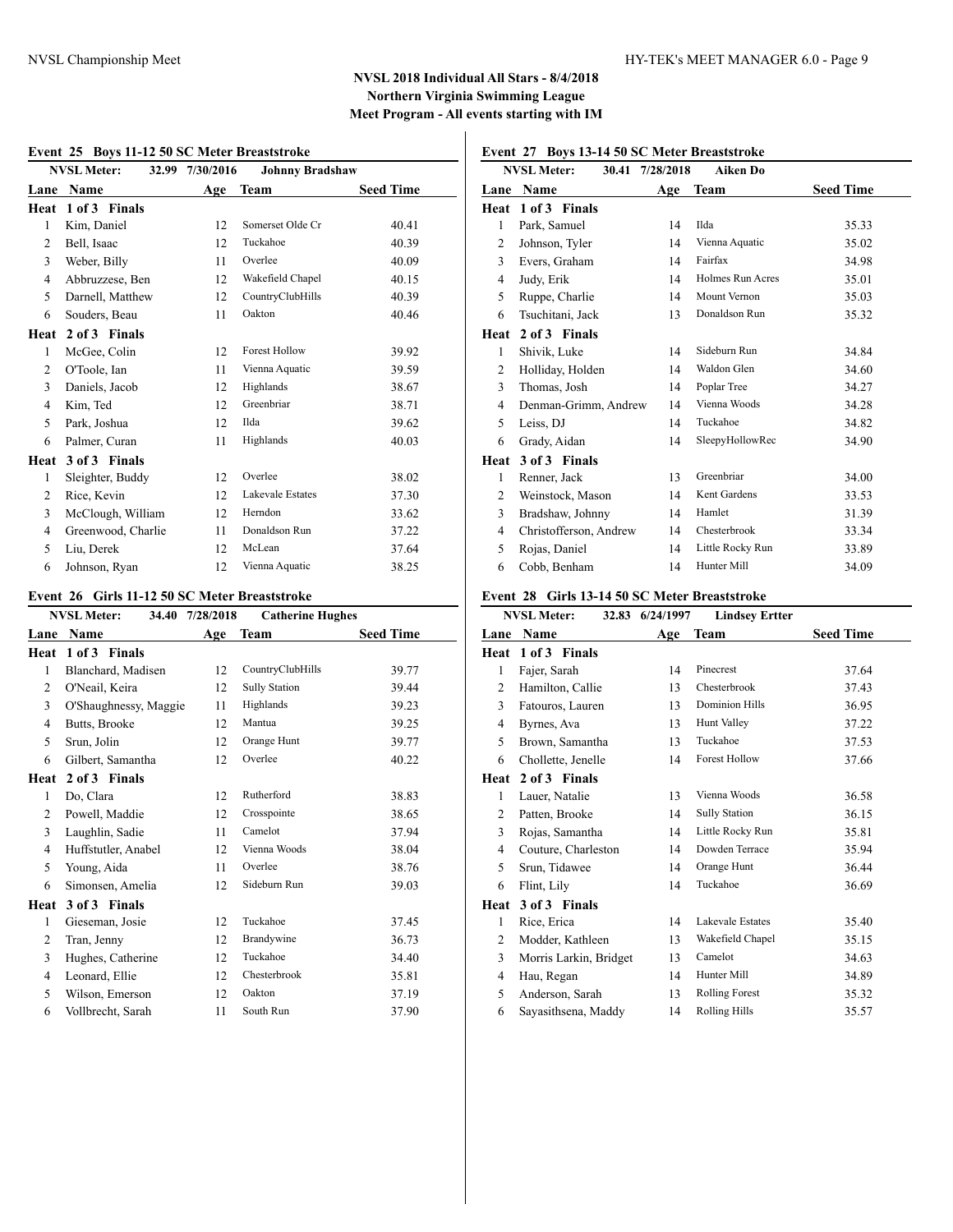# NVSL 2018 Individual All Stars - 8/4/2018

**Northern Virginia Swimming League**

**Meet Program - All events starting with IM**

## Event 25 Boys 11-12 50 SC Meter Breaststroke

NVSL Meter: 32.99 7/30/2016 Johnny Bradshaw

| Lane | Name | Age | Team | Seed Time |
|---|---|---|---|---|
| **Heat 1 of 3 Finals** | | | | |
| 1 | Kim, Daniel | 12 | Somerset Olde Cr | 40.41 |
| 2 | Bell, Isaac | 12 | Tuckahoe | 40.39 |
| 3 | Weber, Billy | 11 | Overlee | 40.09 |
| 4 | Abbruzzese, Ben | 12 | Wakefield Chapel | 40.15 |
| 5 | Darnell, Matthew | 12 | CountryClubHills | 40.39 |
| 6 | Souders, Beau | 11 | Oakton | 40.46 |
| **Heat 2 of 3 Finals** | | | | |
| 1 | McGee, Colin | 12 | Forest Hollow | 39.92 |
| 2 | O'Toole, Ian | 11 | Vienna Aquatic | 39.59 |
| 3 | Daniels, Jacob | 12 | Highlands | 38.67 |
| 4 | Kim, Ted | 12 | Greenbriar | 38.71 |
| 5 | Park, Joshua | 12 | Ilda | 39.62 |
| 6 | Palmer, Curan | 11 | Highlands | 40.03 |
| **Heat 3 of 3 Finals** | | | | |
| 1 | Sleighter, Buddy | 12 | Overlee | 38.02 |
| 2 | Rice, Kevin | 12 | Lakevale Estates | 37.30 |
| 3 | McClough, William | 12 | Herndon | 33.62 |
| 4 | Greenwood, Charlie | 11 | Donaldson Run | 37.22 |
| 5 | Liu, Derek | 12 | McLean | 37.64 |
| 6 | Johnson, Ryan | 12 | Vienna Aquatic | 38.25 |

## Event 26 Girls 11-12 50 SC Meter Breaststroke

NVSL Meter: 34.40 7/28/2018 Catherine Hughes

| Lane | Name | Age | Team | Seed Time |
|---|---|---|---|---|
| **Heat 1 of 3 Finals** | | | | |
| 1 | Blanchard, Madisen | 12 | CountryClubHills | 39.77 |
| 2 | O'Neail, Keira | 12 | Sully Station | 39.44 |
| 3 | O'Shaughnessy, Maggie | 11 | Highlands | 39.23 |
| 4 | Butts, Brooke | 12 | Mantua | 39.25 |
| 5 | Srun, Jolin | 12 | Orange Hunt | 39.77 |
| 6 | Gilbert, Samantha | 12 | Overlee | 40.22 |
| **Heat 2 of 3 Finals** | | | | |
| 1 | Do, Clara | 12 | Rutherford | 38.83 |
| 2 | Powell, Maddie | 12 | Crosspointe | 38.65 |
| 3 | Laughlin, Sadie | 11 | Camelot | 37.94 |
| 4 | Huffstutler, Anabel | 12 | Vienna Woods | 38.04 |
| 5 | Young, Aida | 11 | Overlee | 38.76 |
| 6 | Simonsen, Amelia | 12 | Sideburn Run | 39.03 |
| **Heat 3 of 3 Finals** | | | | |
| 1 | Gieseman, Josie | 12 | Tuckahoe | 37.45 |
| 2 | Tran, Jenny | 12 | Brandywine | 36.73 |
| 3 | Hughes, Catherine | 12 | Tuckahoe | 34.40 |
| 4 | Leonard, Ellie | 12 | Chesterbrook | 35.81 |
| 5 | Wilson, Emerson | 12 | Oakton | 37.19 |
| 6 | Vollbrecht, Sarah | 11 | South Run | 37.90 |

## Event 27 Boys 13-14 50 SC Meter Breaststroke

NVSL Meter: 30.41 7/28/2018 Aiken Do

| Lane | Name | Age | Team | Seed Time |
|---|---|---|---|---|
| **Heat 1 of 3 Finals** | | | | |
| 1 | Park, Samuel | 14 | Ilda | 35.33 |
| 2 | Johnson, Tyler | 14 | Vienna Aquatic | 35.02 |
| 3 | Evers, Graham | 14 | Fairfax | 34.98 |
| 4 | Judy, Erik | 14 | Holmes Run Acres | 35.01 |
| 5 | Ruppe, Charlie | 14 | Mount Vernon | 35.03 |
| 6 | Tsuchitani, Jack | 13 | Donaldson Run | 35.32 |
| **Heat 2 of 3 Finals** | | | | |
| 1 | Shivik, Luke | 14 | Sideburn Run | 34.84 |
| 2 | Holliday, Holden | 14 | Waldon Glen | 34.60 |
| 3 | Thomas, Josh | 14 | Poplar Tree | 34.27 |
| 4 | Denman-Grimm, Andrew | 14 | Vienna Woods | 34.28 |
| 5 | Leiss, DJ | 14 | Tuckahoe | 34.82 |
| 6 | Grady, Aidan | 14 | SleepyHollowRec | 34.90 |
| **Heat 3 of 3 Finals** | | | | |
| 1 | Renner, Jack | 13 | Greenbriar | 34.00 |
| 2 | Weinstock, Mason | 14 | Kent Gardens | 33.53 |
| 3 | Bradshaw, Johnny | 14 | Hamlet | 31.39 |
| 4 | Christofferson, Andrew | 14 | Chesterbrook | 33.34 |
| 5 | Rojas, Daniel | 14 | Little Rocky Run | 33.89 |
| 6 | Cobb, Benham | 14 | Hunter Mill | 34.09 |

## Event 28 Girls 13-14 50 SC Meter Breaststroke

NVSL Meter: 32.83 6/24/1997 Lindsey Ertter

| Lane | Name | Age | Team | Seed Time |
|---|---|---|---|---|
| **Heat 1 of 3 Finals** | | | | |
| 1 | Fajer, Sarah | 14 | Pinecrest | 37.64 |
| 2 | Hamilton, Callie | 13 | Chesterbrook | 37.43 |
| 3 | Fatouros, Lauren | 13 | Dominion Hills | 36.95 |
| 4 | Byrnes, Ava | 13 | Hunt Valley | 37.22 |
| 5 | Brown, Samantha | 13 | Tuckahoe | 37.53 |
| 6 | Chollette, Jenelle | 14 | Forest Hollow | 37.66 |
| **Heat 2 of 3 Finals** | | | | |
| 1 | Lauer, Natalie | 13 | Vienna Woods | 36.58 |
| 2 | Patten, Brooke | 14 | Sully Station | 36.15 |
| 3 | Rojas, Samantha | 14 | Little Rocky Run | 35.81 |
| 4 | Couture, Charleston | 14 | Dowden Terrace | 35.94 |
| 5 | Srun, Tidawee | 14 | Orange Hunt | 36.44 |
| 6 | Flint, Lily | 14 | Tuckahoe | 36.69 |
| **Heat 3 of 3 Finals** | | | | |
| 1 | Rice, Erica | 14 | Lakevale Estates | 35.40 |
| 2 | Modder, Kathleen | 13 | Wakefield Chapel | 35.15 |
| 3 | Morris Larkin, Bridget | 13 | Camelot | 34.63 |
| 4 | Hau, Regan | 14 | Hunter Mill | 34.89 |
| 5 | Anderson, Sarah | 13 | Rolling Forest | 35.32 |
| 6 | Sayasithsena, Maddy | 14 | Rolling Hills | 35.57 |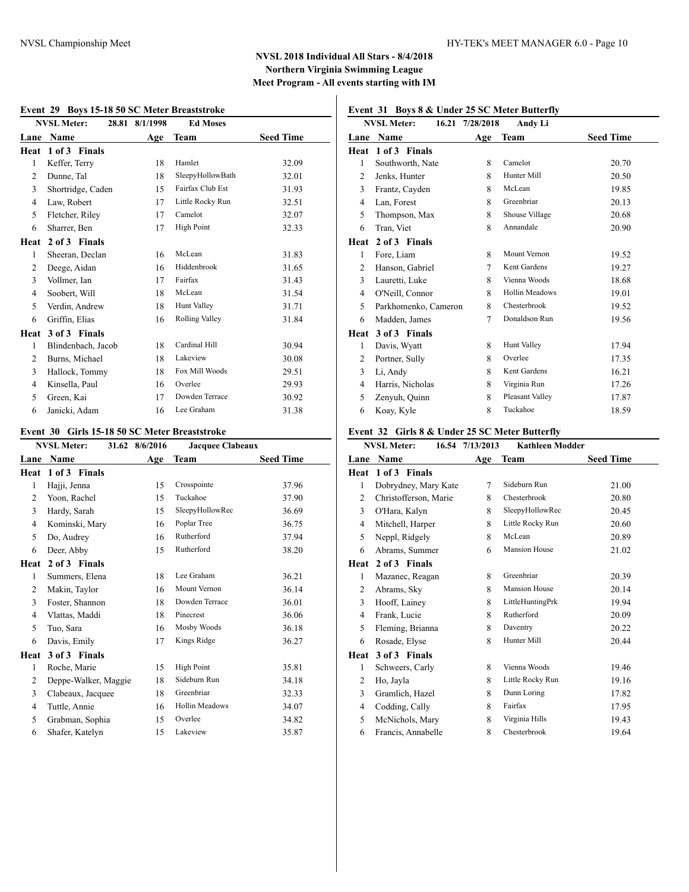**NVSL 2018 Individual All Stars - 8/4/2018**
**Northern Virginia Swimming League**
**Meet Program - All events starting with IM**

### Event 29 Boys 15-18 50 SC Meter Breaststroke

NVSL Meter: 28.81 8/1/1998 Ed Moses

| Lane | Name | Age | Team | Seed Time |
|---|---|---|---|---|
| **Heat 1 of 3 Finals** | | | | |
| 1 | Keffer, Terry | 18 | Hamlet | 32.09 |
| 2 | Dunne, Tal | 18 | SleepyHollowBath | 32.01 |
| 3 | Shortridge, Caden | 15 | Fairfax Club Est | 31.93 |
| 4 | Law, Robert | 17 | Little Rocky Run | 32.51 |
| 5 | Fletcher, Riley | 17 | Camelot | 32.07 |
| 6 | Sharrer, Ben | 17 | High Point | 32.33 |
| **Heat 2 of 3 Finals** | | | | |
| 1 | Sheeran, Declan | 16 | McLean | 31.83 |
| 2 | Deege, Aidan | 16 | Hiddenbrook | 31.65 |
| 3 | Vollmer, Ian | 17 | Fairfax | 31.43 |
| 4 | Soobert, Will | 18 | McLean | 31.54 |
| 5 | Verdin, Andrew | 18 | Hunt Valley | 31.71 |
| 6 | Griffin, Elias | 16 | Rolling Valley | 31.84 |
| **Heat 3 of 3 Finals** | | | | |
| 1 | Blindenbach, Jacob | 18 | Cardinal Hill | 30.94 |
| 2 | Burns, Michael | 18 | Lakeview | 30.08 |
| 3 | Hallock, Tommy | 18 | Fox Mill Woods | 29.51 |
| 4 | Kinsella, Paul | 16 | Overlee | 29.93 |
| 5 | Green, Kai | 17 | Dowden Terrace | 30.92 |
| 6 | Janicki, Adam | 16 | Lee Graham | 31.38 |

### Event 30 Girls 15-18 50 SC Meter Breaststroke

NVSL Meter: 31.62 8/6/2016 Jacquee Clabeaux

| Lane | Name | Age | Team | Seed Time |
|---|---|---|---|---|
| **Heat 1 of 3 Finals** | | | | |
| 1 | Hajji, Jenna | 15 | Crosspointe | 37.96 |
| 2 | Yoon, Rachel | 15 | Tuckahoe | 37.90 |
| 3 | Hardy, Sarah | 15 | SleepyHollowRec | 36.69 |
| 4 | Kominski, Mary | 16 | Poplar Tree | 36.75 |
| 5 | Do, Audrey | 16 | Rutherford | 37.94 |
| 6 | Deer, Abby | 15 | Rutherford | 38.20 |
| **Heat 2 of 3 Finals** | | | | |
| 1 | Summers, Elena | 18 | Lee Graham | 36.21 |
| 2 | Makin, Taylor | 16 | Mount Vernon | 36.14 |
| 3 | Foster, Shannon | 18 | Dowden Terrace | 36.01 |
| 4 | Vlattas, Maddi | 18 | Pinecrest | 36.06 |
| 5 | Tuo, Sara | 16 | Mosby Woods | 36.18 |
| 6 | Davis, Emily | 17 | Kings Ridge | 36.27 |
| **Heat 3 of 3 Finals** | | | | |
| 1 | Roche, Marie | 15 | High Point | 35.81 |
| 2 | Deppe-Walker, Maggie | 18 | Sideburn Run | 34.18 |
| 3 | Clabeaux, Jacquee | 18 | Greenbriar | 32.33 |
| 4 | Tuttle, Annie | 16 | Hollin Meadows | 34.07 |
| 5 | Grabman, Sophia | 15 | Overlee | 34.82 |
| 6 | Shafer, Katelyn | 15 | Lakeview | 35.87 |

### Event 31 Boys 8 & Under 25 SC Meter Butterfly

NVSL Meter: 16.21 7/28/2018 Andy Li

| Lane | Name | Age | Team | Seed Time |
|---|---|---|---|---|
| **Heat 1 of 3 Finals** | | | | |
| 1 | Southworth, Nate | 8 | Camelot | 20.70 |
| 2 | Jenks, Hunter | 8 | Hunter Mill | 20.50 |
| 3 | Frantz, Cayden | 8 | McLean | 19.85 |
| 4 | Lan, Forest | 8 | Greenbriar | 20.13 |
| 5 | Thompson, Max | 8 | Shouse Village | 20.68 |
| 6 | Tran, Viet | 8 | Annandale | 20.90 |
| **Heat 2 of 3 Finals** | | | | |
| 1 | Fore, Liam | 8 | Mount Vernon | 19.52 |
| 2 | Hanson, Gabriel | 7 | Kent Gardens | 19.27 |
| 3 | Lauretti, Luke | 8 | Vienna Woods | 18.68 |
| 4 | O'Neill, Connor | 8 | Hollin Meadows | 19.01 |
| 5 | Parkhomenko, Cameron | 8 | Chesterbrook | 19.52 |
| 6 | Madden, James | 7 | Donaldson Run | 19.56 |
| **Heat 3 of 3 Finals** | | | | |
| 1 | Davis, Wyatt | 8 | Hunt Valley | 17.94 |
| 2 | Portner, Sully | 8 | Overlee | 17.35 |
| 3 | Li, Andy | 8 | Kent Gardens | 16.21 |
| 4 | Harris, Nicholas | 8 | Virginia Run | 17.26 |
| 5 | Zenyuh, Quinn | 8 | Pleasant Valley | 17.87 |
| 6 | Koay, Kyle | 8 | Tuckahoe | 18.59 |

### Event 32 Girls 8 & Under 25 SC Meter Butterfly

NVSL Meter: 16.54 7/13/2013 Kathleen Modder

| Lane | Name | Age | Team | Seed Time |
|---|---|---|---|---|
| **Heat 1 of 3 Finals** | | | | |
| 1 | Dobrydney, Mary Kate | 7 | Sideburn Run | 21.00 |
| 2 | Christofferson, Marie | 8 | Chesterbrook | 20.80 |
| 3 | O'Hara, Kalyn | 8 | SleepyHollowRec | 20.45 |
| 4 | Mitchell, Harper | 8 | Little Rocky Run | 20.60 |
| 5 | Neppl, Ridgely | 8 | McLean | 20.89 |
| 6 | Abrams, Summer | 6 | Mansion House | 21.02 |
| **Heat 2 of 3 Finals** | | | | |
| 1 | Mazanec, Reagan | 8 | Greenbriar | 20.39 |
| 2 | Abrams, Sky | 8 | Mansion House | 20.14 |
| 3 | Hooff, Lainey | 8 | LittleHuntingPrk | 19.94 |
| 4 | Frank, Lucie | 8 | Rutherford | 20.09 |
| 5 | Fleming, Brianna | 8 | Daventry | 20.22 |
| 6 | Rosade, Elyse | 8 | Hunter Mill | 20.44 |
| **Heat 3 of 3 Finals** | | | | |
| 1 | Schweers, Carly | 8 | Vienna Woods | 19.46 |
| 2 | Ho, Jayla | 8 | Little Rocky Run | 19.16 |
| 3 | Gramlich, Hazel | 8 | Dunn Loring | 17.82 |
| 4 | Codding, Cally | 8 | Fairfax | 17.95 |
| 5 | McNichols, Mary | 8 | Virginia Hills | 19.43 |
| 6 | Francis, Annabelle | 8 | Chesterbrook | 19.64 |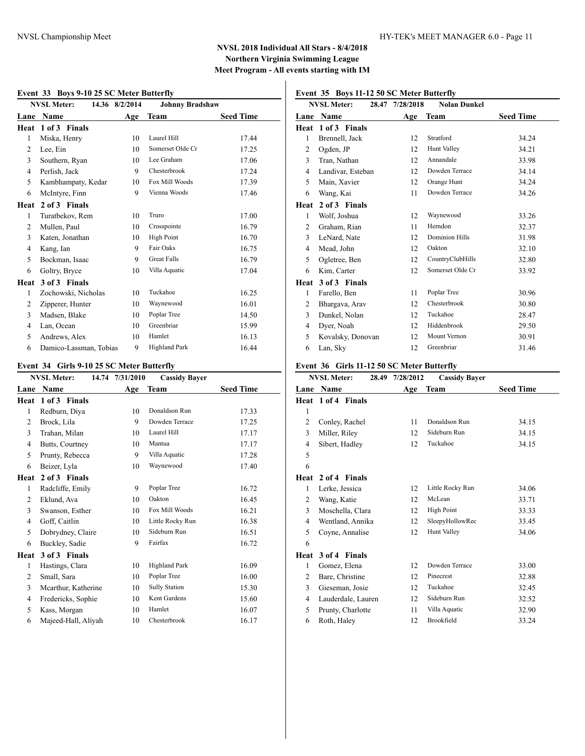## NVSL 2018 Individual All Stars - 8/4/2018

**Northern Virginia Swimming League**

**Meet Program - All events starting with IM**

### Event 33 Boys 9-10 25 SC Meter Butterfly

NVSL Meter: 14.36 8/2/2014 Johnny Bradshaw

| Lane | Name | Age | Team | Seed Time |
|---|---|---|---|---|
| **Heat 1 of 3 Finals** | | | | |
| 1 | Miska, Henry | 10 | Laurel Hill | 17.44 |
| 2 | Lee, Ein | 10 | Somerset Olde Cr | 17.25 |
| 3 | Southern, Ryan | 10 | Lee Graham | 17.06 |
| 4 | Perlish, Jack | 9 | Chesterbrook | 17.24 |
| 5 | Kambhampaty, Kedar | 10 | Fox Mill Woods | 17.39 |
| 6 | McIntyre, Finn | 9 | Vienna Woods | 17.46 |
| **Heat 2 of 3 Finals** | | | | |
| 1 | Turatbekov, Rem | 10 | Truro | 17.00 |
| 2 | Mullen, Paul | 10 | Crosspointe | 16.79 |
| 3 | Katen, Jonathan | 10 | High Point | 16.70 |
| 4 | Kang, Ian | 9 | Fair Oaks | 16.75 |
| 5 | Bockman, Isaac | 9 | Great Falls | 16.79 |
| 6 | Goltry, Bryce | 10 | Villa Aquatic | 17.04 |
| **Heat 3 of 3 Finals** | | | | |
| 1 | Zochowski, Nicholas | 10 | Tuckahoe | 16.25 |
| 2 | Zipperer, Hunter | 10 | Waynewood | 16.01 |
| 3 | Madsen, Blake | 10 | Poplar Tree | 14.50 |
| 4 | Lan, Ocean | 10 | Greenbriar | 15.99 |
| 5 | Andrews, Alex | 10 | Hamlet | 16.13 |
| 6 | Damico-Lassman, Tobias | 9 | Highland Park | 16.44 |

### Event 34 Girls 9-10 25 SC Meter Butterfly

NVSL Meter: 14.74 7/31/2010 Cassidy Bayer

| Lane | Name | Age | Team | Seed Time |
|---|---|---|---|---|
| **Heat 1 of 3 Finals** | | | | |
| 1 | Redburn, Diya | 10 | Donaldson Run | 17.33 |
| 2 | Brock, Lila | 9 | Dowden Terrace | 17.25 |
| 3 | Trahan, Milan | 10 | Laurel Hill | 17.17 |
| 4 | Butts, Courtney | 10 | Mantua | 17.17 |
| 5 | Prunty, Rebecca | 9 | Villa Aquatic | 17.28 |
| 6 | Beizer, Lyla | 10 | Waynewood | 17.40 |
| **Heat 2 of 3 Finals** | | | | |
| 1 | Radcliffe, Emily | 9 | Poplar Tree | 16.72 |
| 2 | Eklund, Ava | 10 | Oakton | 16.45 |
| 3 | Swanson, Esther | 10 | Fox Mill Woods | 16.21 |
| 4 | Goff, Caitlin | 10 | Little Rocky Run | 16.38 |
| 5 | Dobrydney, Claire | 10 | Sideburn Run | 16.51 |
| 6 | Buckley, Sadie | 9 | Fairfax | 16.72 |
| **Heat 3 of 3 Finals** | | | | |
| 1 | Hastings, Clara | 10 | Highland Park | 16.09 |
| 2 | Small, Sara | 10 | Poplar Tree | 16.00 |
| 3 | Mcarthur, Katherine | 10 | Sully Station | 15.30 |
| 4 | Fredericks, Sophie | 10 | Kent Gardens | 15.60 |
| 5 | Kass, Morgan | 10 | Hamlet | 16.07 |
| 6 | Majeed-Hall, Aliyah | 10 | Chesterbrook | 16.17 |

### Event 35 Boys 11-12 50 SC Meter Butterfly

NVSL Meter: 28.47 7/28/2018 Nolan Dunkel

| Lane | Name | Age | Team | Seed Time |
|---|---|---|---|---|
| **Heat 1 of 3 Finals** | | | | |
| 1 | Brennell, Jack | 12 | Stratford | 34.24 |
| 2 | Ogden, JP | 12 | Hunt Valley | 34.21 |
| 3 | Tran, Nathan | 12 | Annandale | 33.98 |
| 4 | Landivar, Esteban | 12 | Dowden Terrace | 34.14 |
| 5 | Main, Xavier | 12 | Orange Hunt | 34.24 |
| 6 | Wang, Kai | 11 | Dowden Terrace | 34.26 |
| **Heat 2 of 3 Finals** | | | | |
| 1 | Wolf, Joshua | 12 | Waynewood | 33.26 |
| 2 | Graham, Rian | 11 | Herndon | 32.37 |
| 3 | LeNard, Nate | 12 | Dominion Hills | 31.98 |
| 4 | Mead, John | 12 | Oakton | 32.10 |
| 5 | Ogletree, Ben | 12 | CountryClubHills | 32.80 |
| 6 | Kim, Carter | 12 | Somerset Olde Cr | 33.92 |
| **Heat 3 of 3 Finals** | | | | |
| 1 | Farello, Ben | 11 | Poplar Tree | 30.96 |
| 2 | Bhargava, Arav | 12 | Chesterbrook | 30.80 |
| 3 | Dunkel, Nolan | 12 | Tuckahoe | 28.47 |
| 4 | Dyer, Noah | 12 | Hiddenbrook | 29.50 |
| 5 | Kovalsky, Donovan | 12 | Mount Vernon | 30.91 |
| 6 | Lan, Sky | 12 | Greenbriar | 31.46 |

### Event 36 Girls 11-12 50 SC Meter Butterfly

NVSL Meter: 28.49 7/28/2012 Cassidy Bayer

| Lane | Name | Age | Team | Seed Time |
|---|---|---|---|---|
| **Heat 1 of 4 Finals** | | | | |
| 1 | | | | |
| 2 | Conley, Rachel | 11 | Donaldson Run | 34.15 |
| 3 | Miller, Riley | 12 | Sideburn Run | 34.15 |
| 4 | Sibert, Hadley | 12 | Tuckahoe | 34.15 |
| 5 | | | | |
| 6 | | | | |
| **Heat 2 of 4 Finals** | | | | |
| 1 | Lerke, Jessica | 12 | Little Rocky Run | 34.06 |
| 2 | Wang, Katie | 12 | McLean | 33.71 |
| 3 | Moschella, Clara | 12 | High Point | 33.33 |
| 4 | Wentland, Annika | 12 | SleepyHollowRec | 33.45 |
| 5 | Coyne, Annalise | 12 | Hunt Valley | 34.06 |
| 6 | | | | |
| **Heat 3 of 4 Finals** | | | | |
| 1 | Gomez, Elena | 12 | Dowden Terrace | 33.00 |
| 2 | Bare, Christine | 12 | Pinecrest | 32.88 |
| 3 | Gieseman, Josie | 12 | Tuckahoe | 32.45 |
| 4 | Lauderdale, Lauren | 12 | Sideburn Run | 32.52 |
| 5 | Prunty, Charlotte | 11 | Villa Aquatic | 32.90 |
| 6 | Roth, Haley | 12 | Brookfield | 33.24 |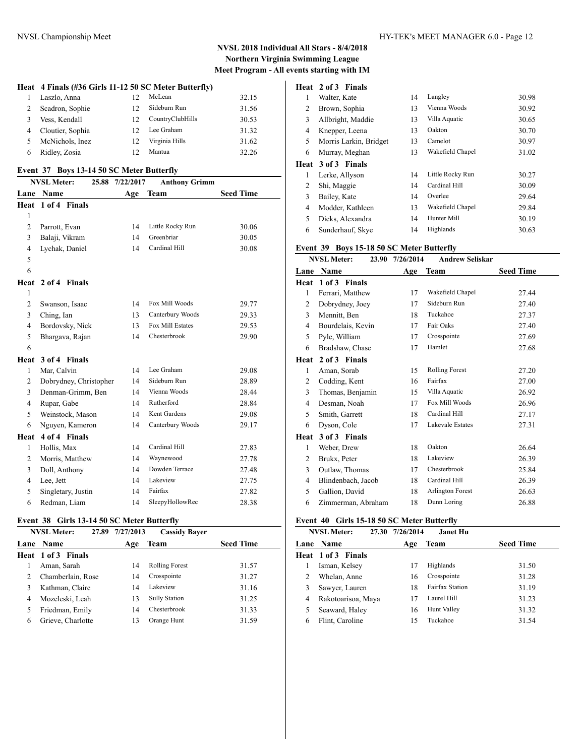## NVSL 2018 Individual All Stars - 8/4/2018

**Northern Virginia Swimming League**

**Meet Program - All events starting with IM**

**Heat 4 Finals (#36 Girls 11-12 50 SC Meter Butterfly)**

| Lane | Name | Age | Team | Seed Time |
|---|---|---|---|---|
| 1 | Laszlo, Anna | 12 | McLean | 32.15 |
| 2 | Scadron, Sophie | 12 | Sideburn Run | 31.56 |
| 3 | Vess, Kendall | 12 | CountryClubHills | 30.53 |
| 4 | Cloutier, Sophia | 12 | Lee Graham | 31.32 |
| 5 | McNichols, Inez | 12 | Virginia Hills | 31.62 |
| 6 | Ridley, Zosia | 12 | Mantua | 32.26 |

### Event 37 Boys 13-14 50 SC Meter Butterfly

NVSL Meter: 25.88 7/22/2017 Anthony Grimm

| Lane | Name | Age | Team | Seed Time |
|---|---|---|---|---|
| **Heat 1 of 4 Finals** | | | | |
| 1 | | | | |
| 2 | Parrott, Evan | 14 | Little Rocky Run | 30.06 |
| 3 | Balaji, Vikram | 14 | Greenbriar | 30.05 |
| 4 | Lychak, Daniel | 14 | Cardinal Hill | 30.08 |
| 5 | | | | |
| 6 | | | | |
| **Heat 2 of 4 Finals** | | | | |
| 1 | | | | |
| 2 | Swanson, Isaac | 14 | Fox Mill Woods | 29.77 |
| 3 | Ching, Ian | 13 | Canterbury Woods | 29.33 |
| 4 | Bordovsky, Nick | 13 | Fox Mill Estates | 29.53 |
| 5 | Bhargava, Rajan | 14 | Chesterbrook | 29.90 |
| 6 | | | | |
| **Heat 3 of 4 Finals** | | | | |
| 1 | Mar, Calvin | 14 | Lee Graham | 29.08 |
| 2 | Dobrydney, Christopher | 14 | Sideburn Run | 28.89 |
| 3 | Denman-Grimm, Ben | 14 | Vienna Woods | 28.44 |
| 4 | Rupar, Gabe | 14 | Rutherford | 28.84 |
| 5 | Weinstock, Mason | 14 | Kent Gardens | 29.08 |
| 6 | Nguyen, Kameron | 14 | Canterbury Woods | 29.17 |
| **Heat 4 of 4 Finals** | | | | |
| 1 | Hollis, Max | 14 | Cardinal Hill | 27.83 |
| 2 | Morris, Matthew | 14 | Waynewood | 27.78 |
| 3 | Doll, Anthony | 14 | Dowden Terrace | 27.48 |
| 4 | Lee, Jett | 14 | Lakeview | 27.75 |
| 5 | Singletary, Justin | 14 | Fairfax | 27.82 |
| 6 | Redman, Liam | 14 | SleepyHollowRec | 28.38 |

### Event 38 Girls 13-14 50 SC Meter Butterfly

NVSL Meter: 27.89 7/27/2013 Cassidy Bayer

| Lane | Name | Age | Team | Seed Time |
|---|---|---|---|---|
| **Heat 1 of 3 Finals** | | | | |
| 1 | Aman, Sarah | 14 | Rolling Forest | 31.57 |
| 2 | Chamberlain, Rose | 14 | Crosspointe | 31.27 |
| 3 | Kathman, Claire | 14 | Lakeview | 31.16 |
| 4 | Mozeleski, Leah | 13 | Sully Station | 31.25 |
| 5 | Friedman, Emily | 14 | Chesterbrook | 31.33 |
| 6 | Grieve, Charlotte | 13 | Orange Hunt | 31.59 |
| **Heat 2 of 3 Finals** | | | | |
| 1 | Walter, Kate | 14 | Langley | 30.98 |
| 2 | Brown, Sophia | 13 | Vienna Woods | 30.92 |
| 3 | Allbright, Maddie | 13 | Villa Aquatic | 30.65 |
| 4 | Knepper, Leena | 13 | Oakton | 30.70 |
| 5 | Morris Larkin, Bridget | 13 | Camelot | 30.97 |
| 6 | Murray, Meghan | 13 | Wakefield Chapel | 31.02 |
| **Heat 3 of 3 Finals** | | | | |
| 1 | Lerke, Allyson | 14 | Little Rocky Run | 30.27 |
| 2 | Shi, Maggie | 14 | Cardinal Hill | 30.09 |
| 3 | Bailey, Kate | 14 | Overlee | 29.64 |
| 4 | Modder, Kathleen | 13 | Wakefield Chapel | 29.84 |
| 5 | Dicks, Alexandra | 14 | Hunter Mill | 30.19 |
| 6 | Sunderhauf, Skye | 14 | Highlands | 30.63 |

### Event 39 Boys 15-18 50 SC Meter Butterfly

NVSL Meter: 23.90 7/26/2014 Andrew Seliskar

| Lane | Name | Age | Team | Seed Time |
|---|---|---|---|---|
| **Heat 1 of 3 Finals** | | | | |
| 1 | Ferrari, Matthew | 17 | Wakefield Chapel | 27.44 |
| 2 | Dobrydney, Joey | 17 | Sideburn Run | 27.40 |
| 3 | Mennitt, Ben | 18 | Tuckahoe | 27.37 |
| 4 | Bourdelais, Kevin | 17 | Fair Oaks | 27.40 |
| 5 | Pyle, William | 17 | Crosspointe | 27.69 |
| 6 | Bradshaw, Chase | 17 | Hamlet | 27.68 |
| **Heat 2 of 3 Finals** | | | | |
| 1 | Aman, Sorab | 15 | Rolling Forest | 27.20 |
| 2 | Codding, Kent | 16 | Fairfax | 27.00 |
| 3 | Thomas, Benjamin | 15 | Villa Aquatic | 26.92 |
| 4 | Desman, Noah | 17 | Fox Mill Woods | 26.96 |
| 5 | Smith, Garrett | 18 | Cardinal Hill | 27.17 |
| 6 | Dyson, Cole | 17 | Lakevale Estates | 27.31 |
| **Heat 3 of 3 Finals** | | | | |
| 1 | Weber, Drew | 18 | Oakton | 26.64 |
| 2 | Brukx, Peter | 18 | Lakeview | 26.39 |
| 3 | Outlaw, Thomas | 17 | Chesterbrook | 25.84 |
| 4 | Blindenbach, Jacob | 18 | Cardinal Hill | 26.39 |
| 5 | Gallion, David | 18 | Arlington Forest | 26.63 |
| 6 | Zimmerman, Abraham | 18 | Dunn Loring | 26.88 |

### Event 40 Girls 15-18 50 SC Meter Butterfly

NVSL Meter: 27.30 7/26/2014 Janet Hu

| Lane | Name | Age | Team | Seed Time |
|---|---|---|---|---|
| **Heat 1 of 3 Finals** | | | | |
| 1 | Isman, Kelsey | 17 | Highlands | 31.50 |
| 2 | Whelan, Anne | 16 | Crosspointe | 31.28 |
| 3 | Sawyer, Lauren | 18 | Fairfax Station | 31.19 |
| 4 | Rakotoarisoa, Maya | 17 | Laurel Hill | 31.23 |
| 5 | Seaward, Haley | 16 | Hunt Valley | 31.32 |
| 6 | Flint, Caroline | 15 | Tuckahoe | 31.54 |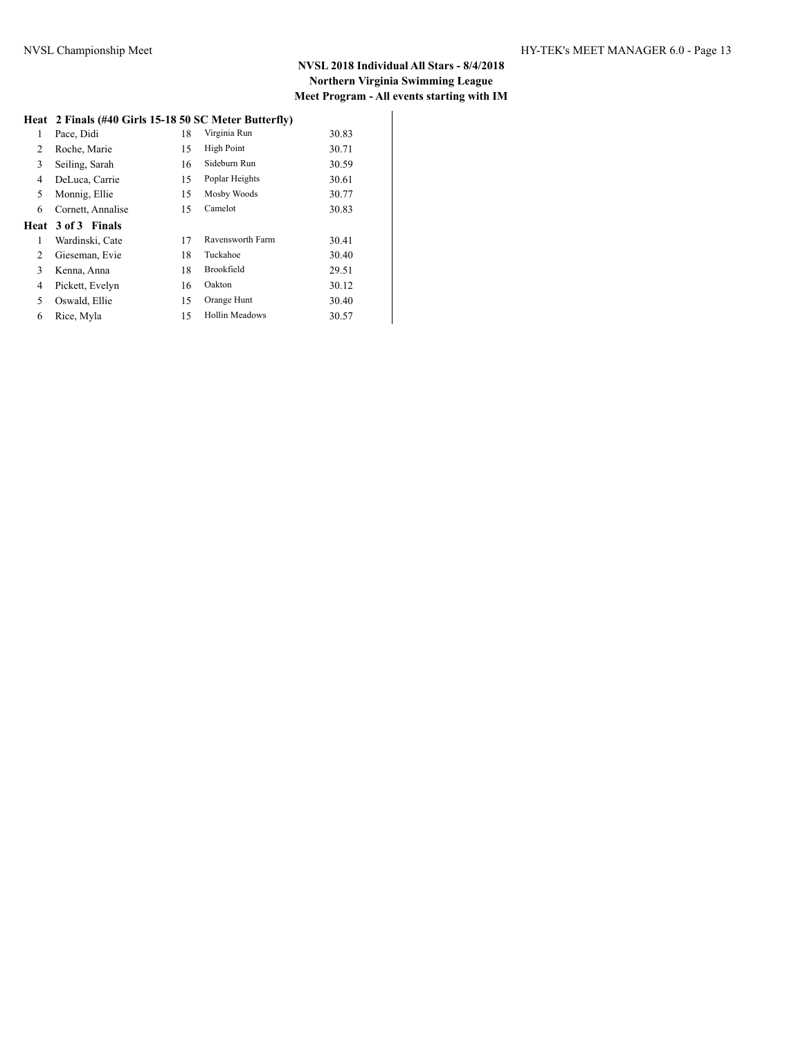**NVSL 2018 Individual All Stars - 8/4/2018**
**Northern Virginia Swimming League**
**Meet Program - All events starting with IM**

**Heat 2 Finals (#40 Girls 15-18 50 SC Meter Butterfly)**

| | | | | |
|---|---|---|---|---|
| 1 | Pace, Didi | 18 | Virginia Run | 30.83 |
| 2 | Roche, Marie | 15 | High Point | 30.71 |
| 3 | Seiling, Sarah | 16 | Sideburn Run | 30.59 |
| 4 | DeLuca, Carrie | 15 | Poplar Heights | 30.61 |
| 5 | Monnig, Ellie | 15 | Mosby Woods | 30.77 |
| 6 | Cornett, Annalise | 15 | Camelot | 30.83 |

**Heat 3 of 3 Finals**

| | | | | |
|---|---|---|---|---|
| 1 | Wardinski, Cate | 17 | Ravensworth Farm | 30.41 |
| 2 | Gieseman, Evie | 18 | Tuckahoe | 30.40 |
| 3 | Kenna, Anna | 18 | Brookfield | 29.51 |
| 4 | Pickett, Evelyn | 16 | Oakton | 30.12 |
| 5 | Oswald, Ellie | 15 | Orange Hunt | 30.40 |
| 6 | Rice, Myla | 15 | Hollin Meadows | 30.57 |